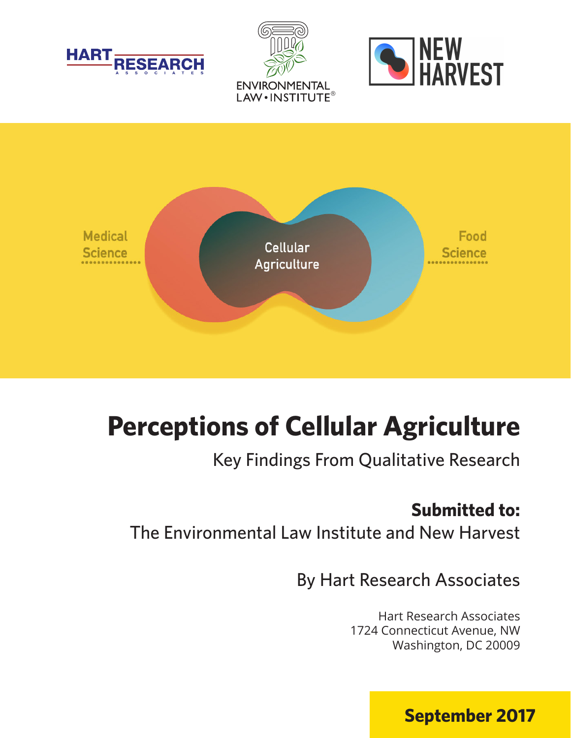HART RESEARCH ASSOCIATES

ENVIRONMENTAL LAW • INSTITUTE®

NEW HARVEST

Medical Science

Cellular Agriculture

Food Science

# Perceptions of Cellular Agriculture

Key Findings From Qualitative Research

**Submitted to:**

The Environmental Law Institute and New Harvest

By Hart Research Associates

Hart Research Associates
1724 Connecticut Avenue, NW
Washington, DC 20009

**September 2017**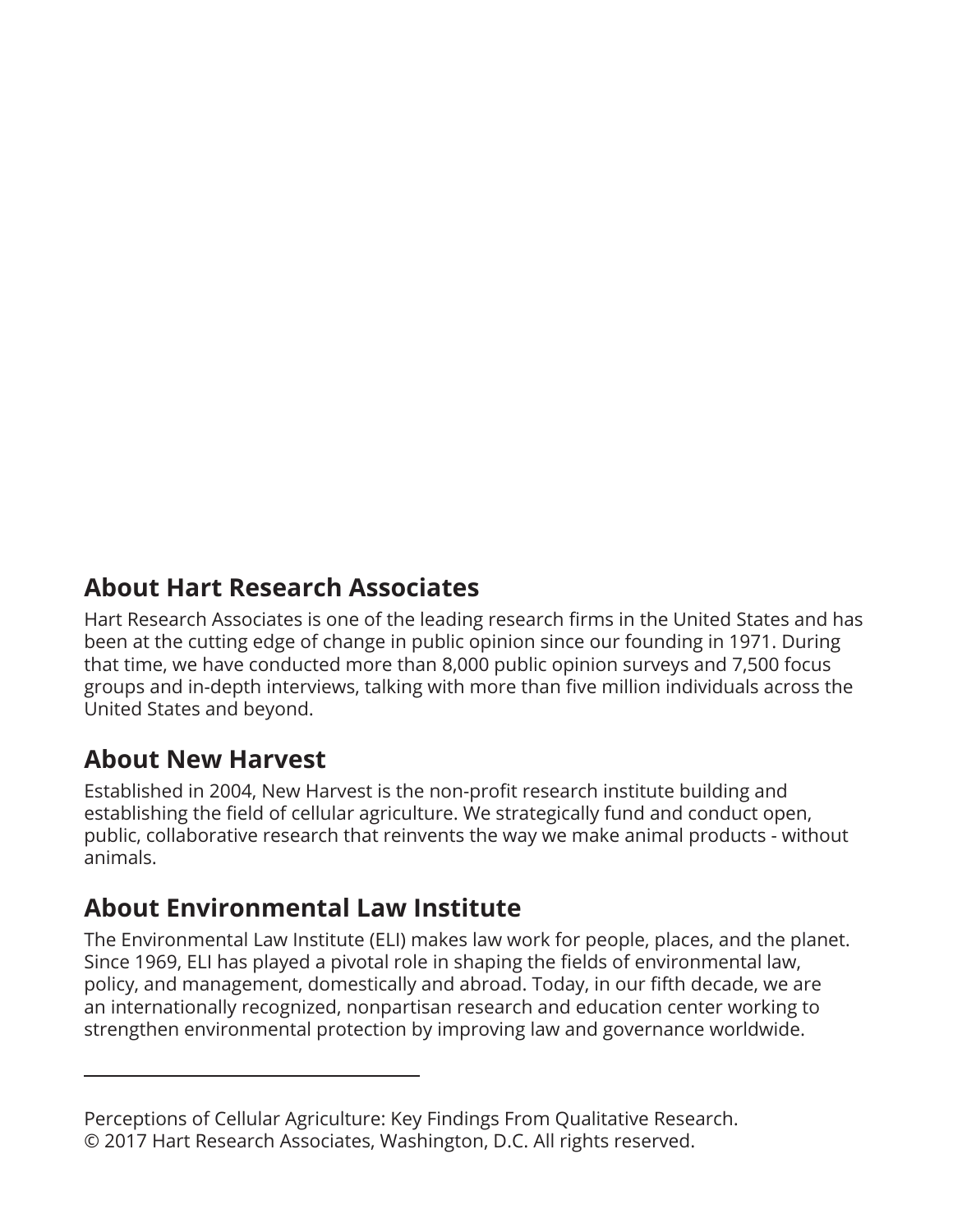## About Hart Research Associates

Hart Research Associates is one of the leading research firms in the United States and has been at the cutting edge of change in public opinion since our founding in 1971. During that time, we have conducted more than 8,000 public opinion surveys and 7,500 focus groups and in-depth interviews, talking with more than five million individuals across the United States and beyond.

## About New Harvest

Established in 2004, New Harvest is the non-profit research institute building and establishing the field of cellular agriculture. We strategically fund and conduct open, public, collaborative research that reinvents the way we make animal products - without animals.

## About Environmental Law Institute

The Environmental Law Institute (ELI) makes law work for people, places, and the planet. Since 1969, ELI has played a pivotal role in shaping the fields of environmental law, policy, and management, domestically and abroad. Today, in our fifth decade, we are an internationally recognized, nonpartisan research and education center working to strengthen environmental protection by improving law and governance worldwide.

---

Perceptions of Cellular Agriculture: Key Findings From Qualitative Research.
© 2017 Hart Research Associates, Washington, D.C. All rights reserved.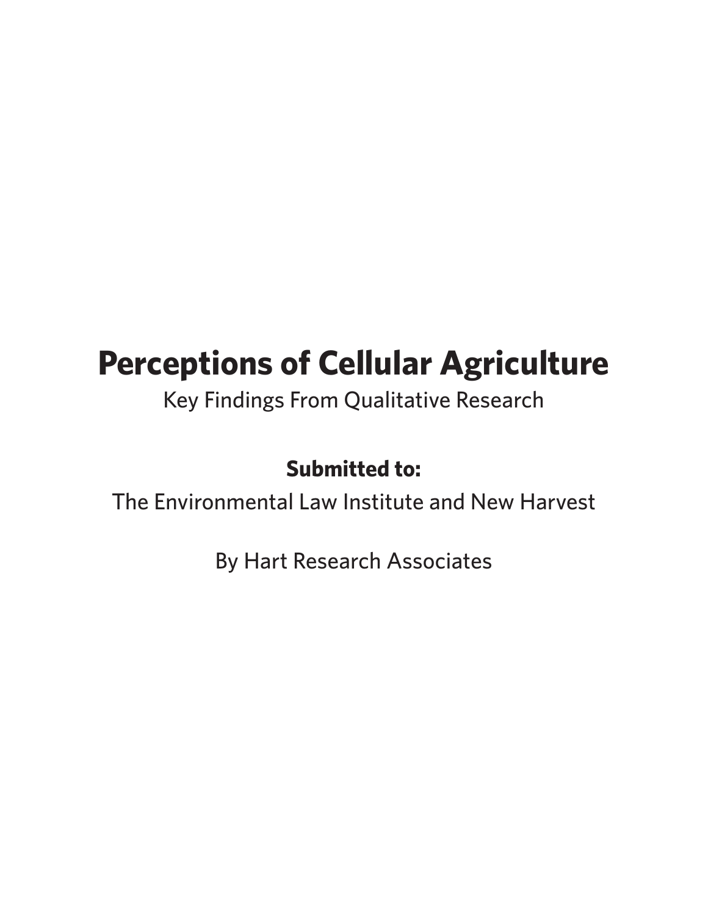# Perceptions of Cellular Agriculture

Key Findings From Qualitative Research

**Submitted to:**

The Environmental Law Institute and New Harvest

By Hart Research Associates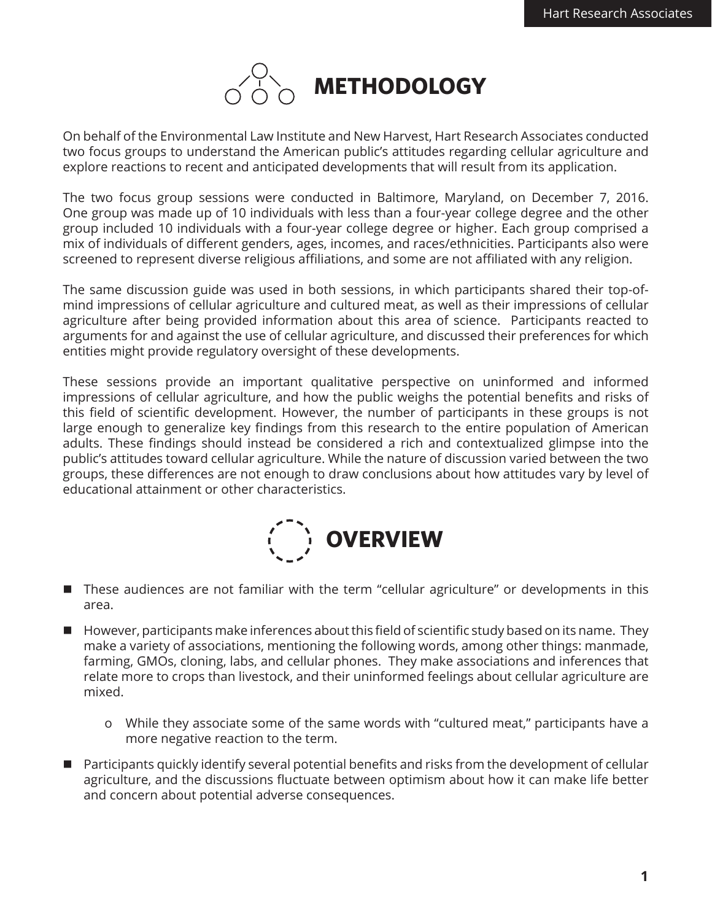# METHODOLOGY

On behalf of the Environmental Law Institute and New Harvest, Hart Research Associates conducted two focus groups to understand the American public's attitudes regarding cellular agriculture and explore reactions to recent and anticipated developments that will result from its application.

The two focus group sessions were conducted in Baltimore, Maryland, on December 7, 2016. One group was made up of 10 individuals with less than a four-year college degree and the other group included 10 individuals with a four-year college degree or higher. Each group comprised a mix of individuals of different genders, ages, incomes, and races/ethnicities. Participants also were screened to represent diverse religious affiliations, and some are not affiliated with any religion.

The same discussion guide was used in both sessions, in which participants shared their top-of-mind impressions of cellular agriculture and cultured meat, as well as their impressions of cellular agriculture after being provided information about this area of science. Participants reacted to arguments for and against the use of cellular agriculture, and discussed their preferences for which entities might provide regulatory oversight of these developments.

These sessions provide an important qualitative perspective on uninformed and informed impressions of cellular agriculture, and how the public weighs the potential benefits and risks of this field of scientific development. However, the number of participants in these groups is not large enough to generalize key findings from this research to the entire population of American adults. These findings should instead be considered a rich and contextualized glimpse into the public's attitudes toward cellular agriculture. While the nature of discussion varied between the two groups, these differences are not enough to draw conclusions about how attitudes vary by level of educational attainment or other characteristics.

# OVERVIEW

- These audiences are not familiar with the term "cellular agriculture" or developments in this area.
- However, participants make inferences about this field of scientific study based on its name. They make a variety of associations, mentioning the following words, among other things: manmade, farming, GMOs, cloning, labs, and cellular phones. They make associations and inferences that relate more to crops than livestock, and their uninformed feelings about cellular agriculture are mixed.
  - While they associate some of the same words with "cultured meat," participants have a more negative reaction to the term.
- Participants quickly identify several potential benefits and risks from the development of cellular agriculture, and the discussions fluctuate between optimism about how it can make life better and concern about potential adverse consequences.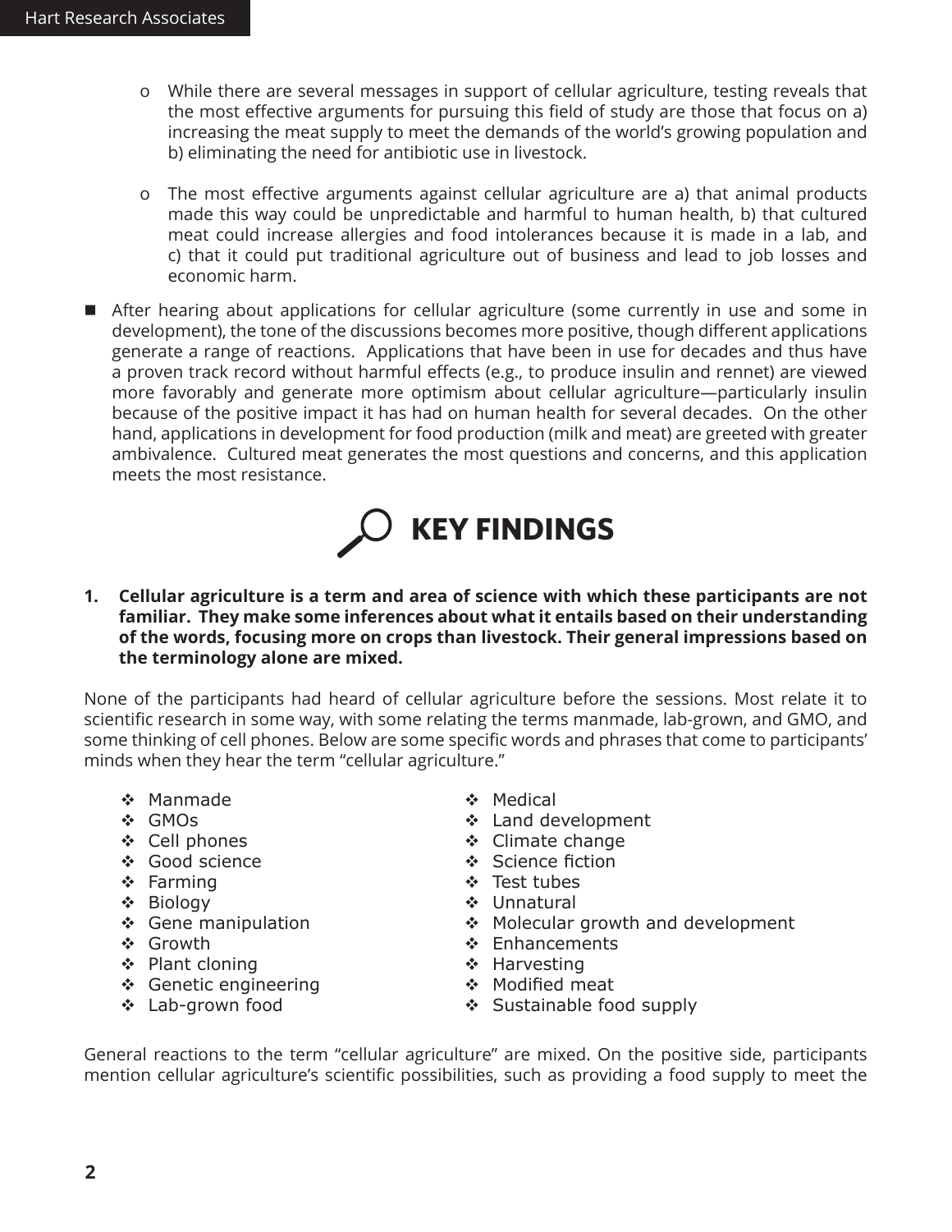- While there are several messages in support of cellular agriculture, testing reveals that the most effective arguments for pursuing this field of study are those that focus on a) increasing the meat supply to meet the demands of the world's growing population and b) eliminating the need for antibiotic use in livestock.

- The most effective arguments against cellular agriculture are a) that animal products made this way could be unpredictable and harmful to human health, b) that cultured meat could increase allergies and food intolerances because it is made in a lab, and c) that it could put traditional agriculture out of business and lead to job losses and economic harm.

- After hearing about applications for cellular agriculture (some currently in use and some in development), the tone of the discussions becomes more positive, though different applications generate a range of reactions. Applications that have been in use for decades and thus have a proven track record without harmful effects (e.g., to produce insulin and rennet) are viewed more favorably and generate more optimism about cellular agriculture—particularly insulin because of the positive impact it has had on human health for several decades. On the other hand, applications in development for food production (milk and meat) are greeted with greater ambivalence. Cultured meat generates the most questions and concerns, and this application meets the most resistance.

# KEY FINDINGS

**1. Cellular agriculture is a term and area of science with which these participants are not familiar. They make some inferences about what it entails based on their understanding of the words, focusing more on crops than livestock. Their general impressions based on the terminology alone are mixed.**

None of the participants had heard of cellular agriculture before the sessions. Most relate it to scientific research in some way, with some relating the terms manmade, lab-grown, and GMO, and some thinking of cell phones. Below are some specific words and phrases that come to participants' minds when they hear the term "cellular agriculture."

- Manmade
- GMOs
- Cell phones
- Good science
- Farming
- Biology
- Gene manipulation
- Growth
- Plant cloning
- Genetic engineering
- Lab-grown food
- Medical
- Land development
- Climate change
- Science fiction
- Test tubes
- Unnatural
- Molecular growth and development
- Enhancements
- Harvesting
- Modified meat
- Sustainable food supply

General reactions to the term "cellular agriculture" are mixed. On the positive side, participants mention cellular agriculture's scientific possibilities, such as providing a food supply to meet the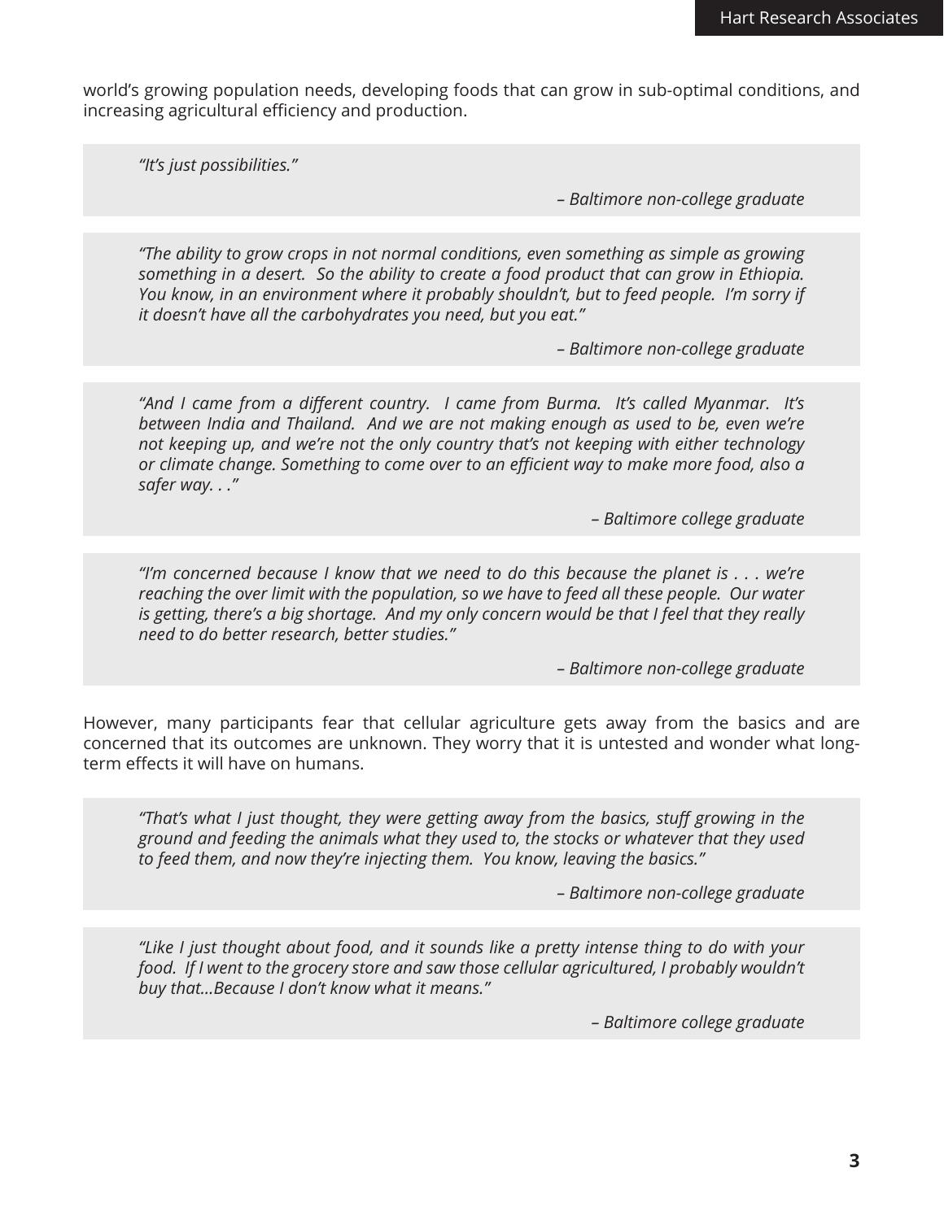world's growing population needs, developing foods that can grow in sub-optimal conditions, and increasing agricultural efficiency and production.

> *"It's just possibilities."*
>
> *– Baltimore non-college graduate*

> *"The ability to grow crops in not normal conditions, even something as simple as growing something in a desert. So the ability to create a food product that can grow in Ethiopia. You know, in an environment where it probably shouldn't, but to feed people. I'm sorry if it doesn't have all the carbohydrates you need, but you eat."*
>
> *– Baltimore non-college graduate*

> *"And I came from a different country. I came from Burma. It's called Myanmar. It's between India and Thailand. And we are not making enough as used to be, even we're not keeping up, and we're not the only country that's not keeping with either technology or climate change. Something to come over to an efficient way to make more food, also a safer way. . ."*
>
> *– Baltimore college graduate*

> *"I'm concerned because I know that we need to do this because the planet is . . . we're reaching the over limit with the population, so we have to feed all these people. Our water is getting, there's a big shortage. And my only concern would be that I feel that they really need to do better research, better studies."*
>
> *– Baltimore non-college graduate*

However, many participants fear that cellular agriculture gets away from the basics and are concerned that its outcomes are unknown. They worry that it is untested and wonder what long-term effects it will have on humans.

> *"That's what I just thought, they were getting away from the basics, stuff growing in the ground and feeding the animals what they used to, the stocks or whatever that they used to feed them, and now they're injecting them. You know, leaving the basics."*
>
> *– Baltimore non-college graduate*

> *"Like I just thought about food, and it sounds like a pretty intense thing to do with your food. If I went to the grocery store and saw those cellular agricultured, I probably wouldn't buy that...Because I don't know what it means."*
>
> *– Baltimore college graduate*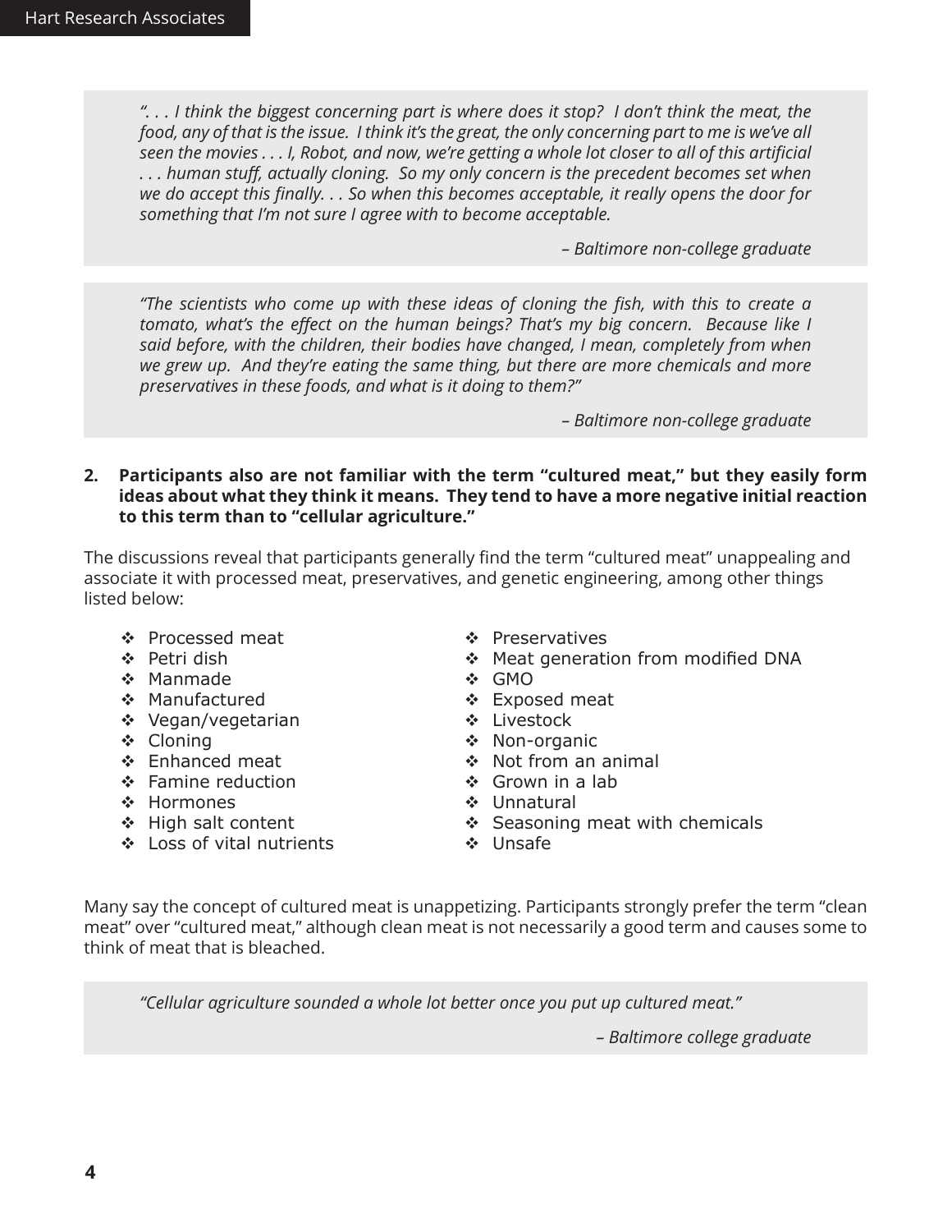> *". . . I think the biggest concerning part is where does it stop? I don't think the meat, the food, any of that is the issue. I think it's the great, the only concerning part to me is we've all seen the movies . . . I, Robot, and now, we're getting a whole lot closer to all of this artificial . . . human stuff, actually cloning. So my only concern is the precedent becomes set when we do accept this finally. . . So when this becomes acceptable, it really opens the door for something that I'm not sure I agree with to become acceptable.*
>
> *– Baltimore non-college graduate*

> *"The scientists who come up with these ideas of cloning the fish, with this to create a tomato, what's the effect on the human beings? That's my big concern. Because like I said before, with the children, their bodies have changed, I mean, completely from when we grew up. And they're eating the same thing, but there are more chemicals and more preservatives in these foods, and what is it doing to them?"*
>
> *– Baltimore non-college graduate*

**2. Participants also are not familiar with the term "cultured meat," but they easily form ideas about what they think it means. They tend to have a more negative initial reaction to this term than to "cellular agriculture."**

The discussions reveal that participants generally find the term "cultured meat" unappealing and associate it with processed meat, preservatives, and genetic engineering, among other things listed below:

- Processed meat
- Petri dish
- Manmade
- Manufactured
- Vegan/vegetarian
- Cloning
- Enhanced meat
- Famine reduction
- Hormones
- High salt content
- Loss of vital nutrients
- Preservatives
- Meat generation from modified DNA
- GMO
- Exposed meat
- Livestock
- Non-organic
- Not from an animal
- Grown in a lab
- Unnatural
- Seasoning meat with chemicals
- Unsafe

Many say the concept of cultured meat is unappetizing. Participants strongly prefer the term "clean meat" over "cultured meat," although clean meat is not necessarily a good term and causes some to think of meat that is bleached.

> *"Cellular agriculture sounded a whole lot better once you put up cultured meat."*
>
> *– Baltimore college graduate*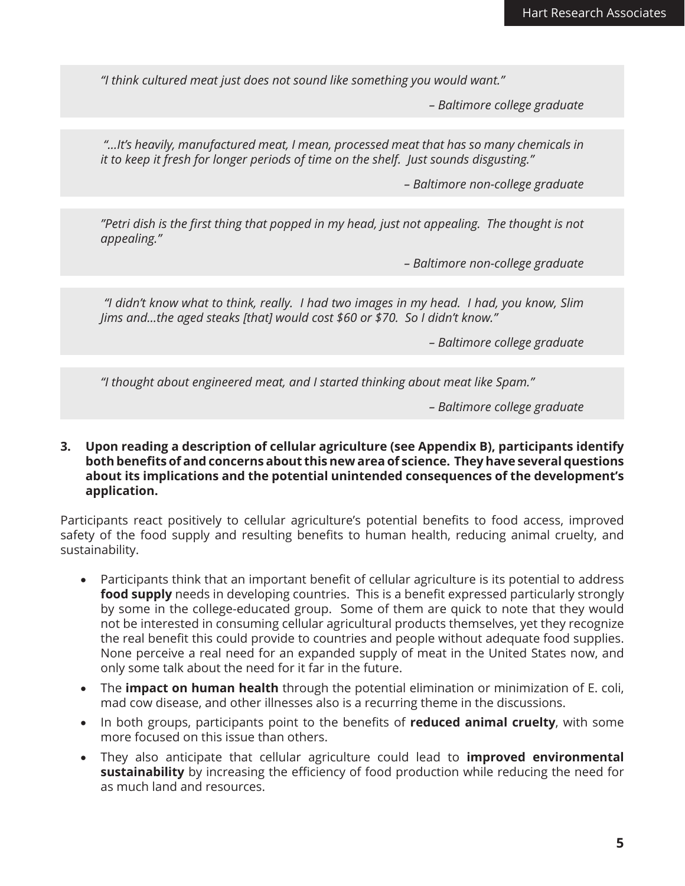*"I think cultured meat just does not sound like something you would want."*

*– Baltimore college graduate*

*"...It's heavily, manufactured meat, I mean, processed meat that has so many chemicals in it to keep it fresh for longer periods of time on the shelf. Just sounds disgusting."*

*– Baltimore non-college graduate*

*"Petri dish is the first thing that popped in my head, just not appealing. The thought is not appealing."*

*– Baltimore non-college graduate*

*"I didn't know what to think, really. I had two images in my head. I had, you know, Slim Jims and...the aged steaks [that] would cost $60 or $70. So I didn't know."*

*– Baltimore college graduate*

*"I thought about engineered meat, and I started thinking about meat like Spam."*

*– Baltimore college graduate*

**3. Upon reading a description of cellular agriculture (see Appendix B), participants identify both benefits of and concerns about this new area of science. They have several questions about its implications and the potential unintended consequences of the development's application.**

Participants react positively to cellular agriculture's potential benefits to food access, improved safety of the food supply and resulting benefits to human health, reducing animal cruelty, and sustainability.

- Participants think that an important benefit of cellular agriculture is its potential to address **food supply** needs in developing countries. This is a benefit expressed particularly strongly by some in the college-educated group. Some of them are quick to note that they would not be interested in consuming cellular agricultural products themselves, yet they recognize the real benefit this could provide to countries and people without adequate food supplies. None perceive a real need for an expanded supply of meat in the United States now, and only some talk about the need for it far in the future.
- The **impact on human health** through the potential elimination or minimization of E. coli, mad cow disease, and other illnesses also is a recurring theme in the discussions.
- In both groups, participants point to the benefits of **reduced animal cruelty**, with some more focused on this issue than others.
- They also anticipate that cellular agriculture could lead to **improved environmental sustainability** by increasing the efficiency of food production while reducing the need for as much land and resources.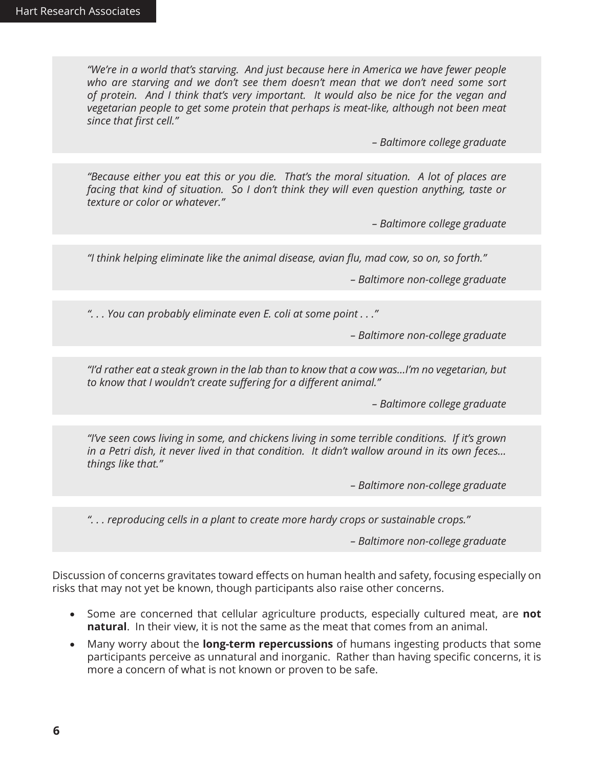> *"We're in a world that's starving. And just because here in America we have fewer people who are starving and we don't see them doesn't mean that we don't need some sort of protein. And I think that's very important. It would also be nice for the vegan and vegetarian people to get some protein that perhaps is meat-like, although not been meat since that first cell."*
>
> *– Baltimore college graduate*

> *"Because either you eat this or you die. That's the moral situation. A lot of places are facing that kind of situation. So I don't think they will even question anything, taste or texture or color or whatever."*
>
> *– Baltimore college graduate*

> *"I think helping eliminate like the animal disease, avian flu, mad cow, so on, so forth."*
>
> *– Baltimore non-college graduate*

> *". . . You can probably eliminate even E. coli at some point . . ."*
>
> *– Baltimore non-college graduate*

> *"I'd rather eat a steak grown in the lab than to know that a cow was…I'm no vegetarian, but to know that I wouldn't create suffering for a different animal."*
>
> *– Baltimore college graduate*

> *"I've seen cows living in some, and chickens living in some terrible conditions. If it's grown in a Petri dish, it never lived in that condition. It didn't wallow around in its own feces… things like that."*
>
> *– Baltimore non-college graduate*

> *". . . reproducing cells in a plant to create more hardy crops or sustainable crops."*
>
> *– Baltimore non-college graduate*

Discussion of concerns gravitates toward effects on human health and safety, focusing especially on risks that may not yet be known, though participants also raise other concerns.

- Some are concerned that cellular agriculture products, especially cultured meat, are **not natural**. In their view, it is not the same as the meat that comes from an animal.
- Many worry about the **long-term repercussions** of humans ingesting products that some participants perceive as unnatural and inorganic. Rather than having specific concerns, it is more a concern of what is not known or proven to be safe.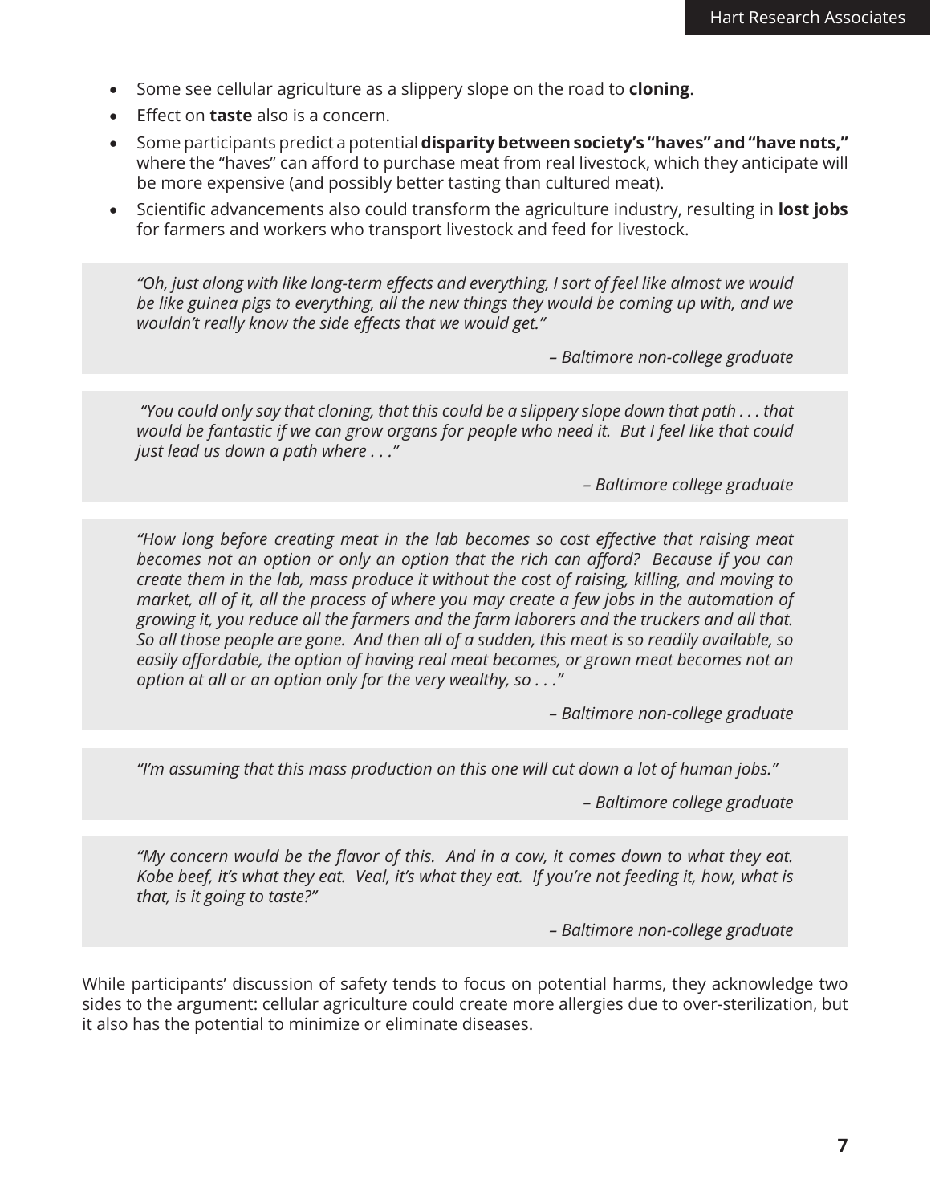- Some see cellular agriculture as a slippery slope on the road to **cloning**.
- Effect on **taste** also is a concern.
- Some participants predict a potential **disparity between society's "haves" and "have nots,"** where the "haves" can afford to purchase meat from real livestock, which they anticipate will be more expensive (and possibly better tasting than cultured meat).
- Scientific advancements also could transform the agriculture industry, resulting in **lost jobs** for farmers and workers who transport livestock and feed for livestock.

> *"Oh, just along with like long-term effects and everything, I sort of feel like almost we would be like guinea pigs to everything, all the new things they would be coming up with, and we wouldn't really know the side effects that we would get."*
>
> *– Baltimore non-college graduate*

> *"You could only say that cloning, that this could be a slippery slope down that path . . . that would be fantastic if we can grow organs for people who need it. But I feel like that could just lead us down a path where . . ."*
>
> *– Baltimore college graduate*

> *"How long before creating meat in the lab becomes so cost effective that raising meat becomes not an option or only an option that the rich can afford? Because if you can create them in the lab, mass produce it without the cost of raising, killing, and moving to market, all of it, all the process of where you may create a few jobs in the automation of growing it, you reduce all the farmers and the farm laborers and the truckers and all that. So all those people are gone. And then all of a sudden, this meat is so readily available, so easily affordable, the option of having real meat becomes, or grown meat becomes not an option at all or an option only for the very wealthy, so . . ."*
>
> *– Baltimore non-college graduate*

> *"I'm assuming that this mass production on this one will cut down a lot of human jobs."*
>
> *– Baltimore college graduate*

> *"My concern would be the flavor of this. And in a cow, it comes down to what they eat. Kobe beef, it's what they eat. Veal, it's what they eat. If you're not feeding it, how, what is that, is it going to taste?"*
>
> *– Baltimore non-college graduate*

While participants' discussion of safety tends to focus on potential harms, they acknowledge two sides to the argument: cellular agriculture could create more allergies due to over-sterilization, but it also has the potential to minimize or eliminate diseases.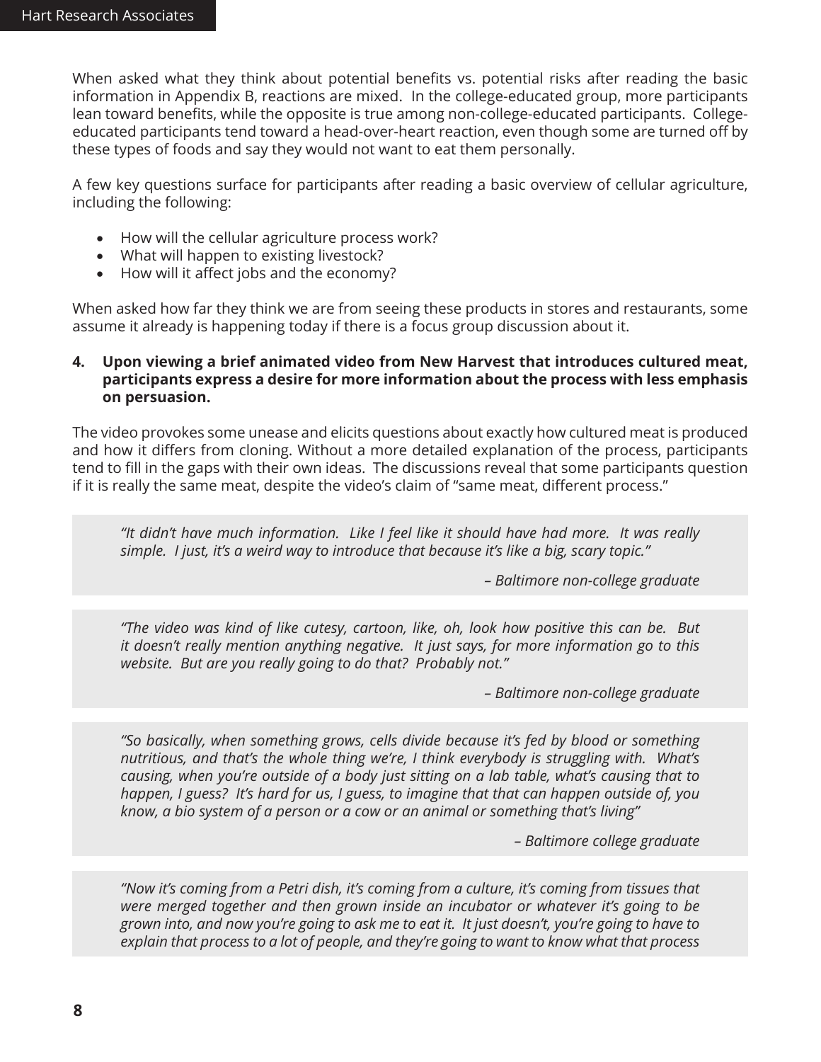When asked what they think about potential benefits vs. potential risks after reading the basic information in Appendix B, reactions are mixed. In the college-educated group, more participants lean toward benefits, while the opposite is true among non-college-educated participants. College-educated participants tend toward a head-over-heart reaction, even though some are turned off by these types of foods and say they would not want to eat them personally.

A few key questions surface for participants after reading a basic overview of cellular agriculture, including the following:

- How will the cellular agriculture process work?
- What will happen to existing livestock?
- How will it affect jobs and the economy?

When asked how far they think we are from seeing these products in stores and restaurants, some assume it already is happening today if there is a focus group discussion about it.

**4. Upon viewing a brief animated video from New Harvest that introduces cultured meat, participants express a desire for more information about the process with less emphasis on persuasion.**

The video provokes some unease and elicits questions about exactly how cultured meat is produced and how it differs from cloning. Without a more detailed explanation of the process, participants tend to fill in the gaps with their own ideas. The discussions reveal that some participants question if it is really the same meat, despite the video's claim of "same meat, different process."

> *"It didn't have much information. Like I feel like it should have had more. It was really simple. I just, it's a weird way to introduce that because it's like a big, scary topic."*
>
> *– Baltimore non-college graduate*

> *"The video was kind of like cutesy, cartoon, like, oh, look how positive this can be. But it doesn't really mention anything negative. It just says, for more information go to this website. But are you really going to do that? Probably not."*
>
> *– Baltimore non-college graduate*

> *"So basically, when something grows, cells divide because it's fed by blood or something nutritious, and that's the whole thing we're, I think everybody is struggling with. What's causing, when you're outside of a body just sitting on a lab table, what's causing that to happen, I guess? It's hard for us, I guess, to imagine that that can happen outside of, you know, a bio system of a person or a cow or an animal or something that's living"*
>
> *– Baltimore college graduate*

> *"Now it's coming from a Petri dish, it's coming from a culture, it's coming from tissues that were merged together and then grown inside an incubator or whatever it's going to be grown into, and now you're going to ask me to eat it. It just doesn't, you're going to have to explain that process to a lot of people, and they're going to want to know what that process*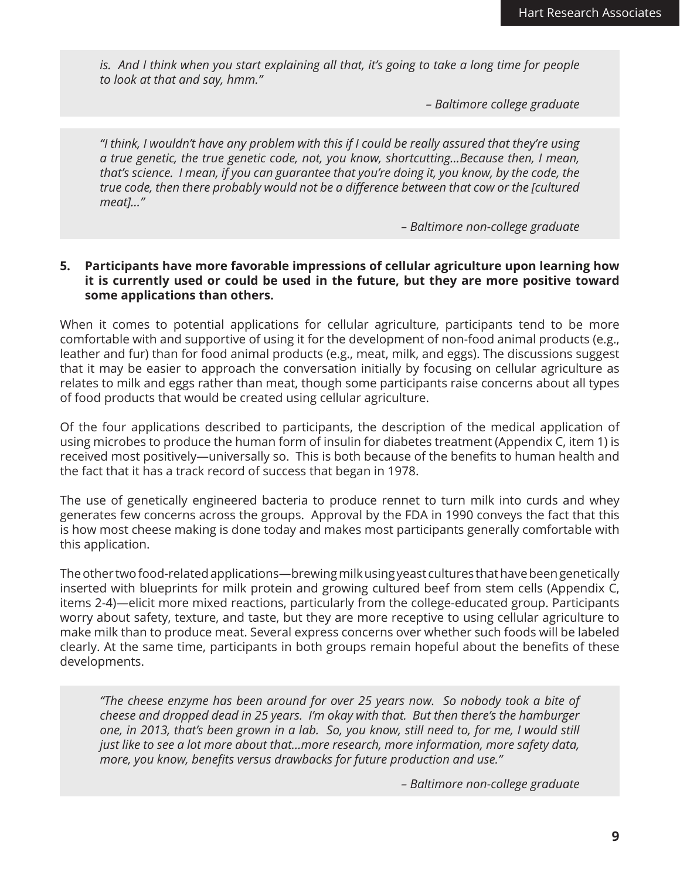*is. And I think when you start explaining all that, it's going to take a long time for people to look at that and say, hmm."*

*– Baltimore college graduate*

*"I think, I wouldn't have any problem with this if I could be really assured that they're using a true genetic, the true genetic code, not, you know, shortcutting...Because then, I mean, that's science. I mean, if you can guarantee that you're doing it, you know, by the code, the true code, then there probably would not be a difference between that cow or the [cultured meat]..."*

*– Baltimore non-college graduate*

**5. Participants have more favorable impressions of cellular agriculture upon learning how it is currently used or could be used in the future, but they are more positive toward some applications than others.**

When it comes to potential applications for cellular agriculture, participants tend to be more comfortable with and supportive of using it for the development of non-food animal products (e.g., leather and fur) than for food animal products (e.g., meat, milk, and eggs). The discussions suggest that it may be easier to approach the conversation initially by focusing on cellular agriculture as relates to milk and eggs rather than meat, though some participants raise concerns about all types of food products that would be created using cellular agriculture.

Of the four applications described to participants, the description of the medical application of using microbes to produce the human form of insulin for diabetes treatment (Appendix C, item 1) is received most positively—universally so. This is both because of the benefits to human health and the fact that it has a track record of success that began in 1978.

The use of genetically engineered bacteria to produce rennet to turn milk into curds and whey generates few concerns across the groups. Approval by the FDA in 1990 conveys the fact that this is how most cheese making is done today and makes most participants generally comfortable with this application.

The other two food-related applications—brewing milk using yeast cultures that have been genetically inserted with blueprints for milk protein and growing cultured beef from stem cells (Appendix C, items 2-4)—elicit more mixed reactions, particularly from the college-educated group. Participants worry about safety, texture, and taste, but they are more receptive to using cellular agriculture to make milk than to produce meat. Several express concerns over whether such foods will be labeled clearly. At the same time, participants in both groups remain hopeful about the benefits of these developments.

*"The cheese enzyme has been around for over 25 years now. So nobody took a bite of cheese and dropped dead in 25 years. I'm okay with that. But then there's the hamburger one, in 2013, that's been grown in a lab. So, you know, still need to, for me, I would still just like to see a lot more about that...more research, more information, more safety data, more, you know, benefits versus drawbacks for future production and use."*

*– Baltimore non-college graduate*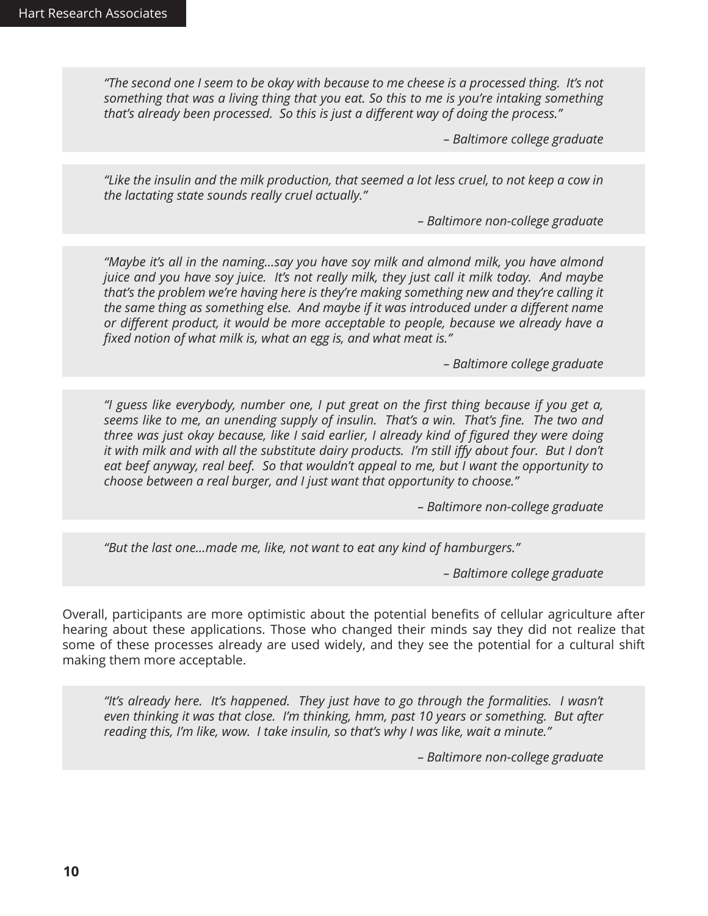> *"The second one I seem to be okay with because to me cheese is a processed thing. It's not something that was a living thing that you eat. So this to me is you're intaking something that's already been processed. So this is just a different way of doing the process."*
>
> *– Baltimore college graduate*

> *"Like the insulin and the milk production, that seemed a lot less cruel, to not keep a cow in the lactating state sounds really cruel actually."*
>
> *– Baltimore non-college graduate*

> *"Maybe it's all in the naming…say you have soy milk and almond milk, you have almond juice and you have soy juice. It's not really milk, they just call it milk today. And maybe that's the problem we're having here is they're making something new and they're calling it the same thing as something else. And maybe if it was introduced under a different name or different product, it would be more acceptable to people, because we already have a fixed notion of what milk is, what an egg is, and what meat is."*
>
> *– Baltimore college graduate*

> *"I guess like everybody, number one, I put great on the first thing because if you get a, seems like to me, an unending supply of insulin. That's a win. That's fine. The two and three was just okay because, like I said earlier, I already kind of figured they were doing it with milk and with all the substitute dairy products. I'm still iffy about four. But I don't eat beef anyway, real beef. So that wouldn't appeal to me, but I want the opportunity to choose between a real burger, and I just want that opportunity to choose."*
>
> *– Baltimore non-college graduate*

> *"But the last one…made me, like, not want to eat any kind of hamburgers."*
>
> *– Baltimore college graduate*

Overall, participants are more optimistic about the potential benefits of cellular agriculture after hearing about these applications. Those who changed their minds say they did not realize that some of these processes already are used widely, and they see the potential for a cultural shift making them more acceptable.

> *"It's already here. It's happened. They just have to go through the formalities. I wasn't even thinking it was that close. I'm thinking, hmm, past 10 years or something. But after reading this, I'm like, wow. I take insulin, so that's why I was like, wait a minute."*
>
> *– Baltimore non-college graduate*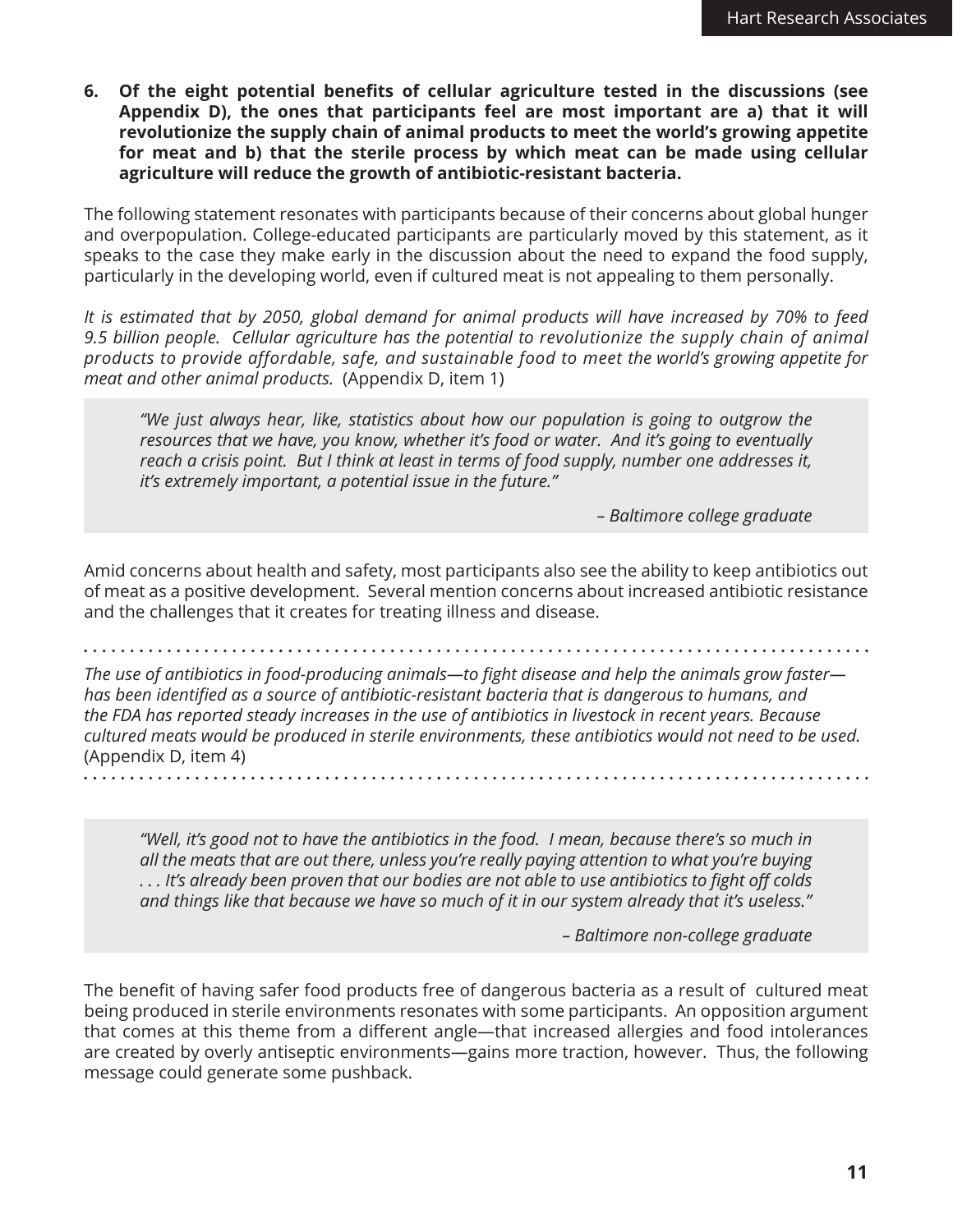**6. Of the eight potential benefits of cellular agriculture tested in the discussions (see Appendix D), the ones that participants feel are most important are a) that it will revolutionize the supply chain of animal products to meet the world's growing appetite for meat and b) that the sterile process by which meat can be made using cellular agriculture will reduce the growth of antibiotic-resistant bacteria.**

The following statement resonates with participants because of their concerns about global hunger and overpopulation. College-educated participants are particularly moved by this statement, as it speaks to the case they make early in the discussion about the need to expand the food supply, particularly in the developing world, even if cultured meat is not appealing to them personally.

*It is estimated that by 2050, global demand for animal products will have increased by 70% to feed 9.5 billion people. Cellular agriculture has the potential to revolutionize the supply chain of animal products to provide affordable, safe, and sustainable food to meet the world's growing appetite for meat and other animal products.* (Appendix D, item 1)

> *"We just always hear, like, statistics about how our population is going to outgrow the resources that we have, you know, whether it's food or water. And it's going to eventually reach a crisis point. But I think at least in terms of food supply, number one addresses it, it's extremely important, a potential issue in the future."*
>
> *– Baltimore college graduate*

Amid concerns about health and safety, most participants also see the ability to keep antibiotics out of meat as a positive development. Several mention concerns about increased antibiotic resistance and the challenges that it creates for treating illness and disease.

*The use of antibiotics in food-producing animals—to fight disease and help the animals grow faster—has been identified as a source of antibiotic-resistant bacteria that is dangerous to humans, and the FDA has reported steady increases in the use of antibiotics in livestock in recent years. Because cultured meats would be produced in sterile environments, these antibiotics would not need to be used.* (Appendix D, item 4)

> *"Well, it's good not to have the antibiotics in the food. I mean, because there's so much in all the meats that are out there, unless you're really paying attention to what you're buying . . . It's already been proven that our bodies are not able to use antibiotics to fight off colds and things like that because we have so much of it in our system already that it's useless."*
>
> *– Baltimore non-college graduate*

The benefit of having safer food products free of dangerous bacteria as a result of cultured meat being produced in sterile environments resonates with some participants. An opposition argument that comes at this theme from a different angle—that increased allergies and food intolerances are created by overly antiseptic environments—gains more traction, however. Thus, the following message could generate some pushback.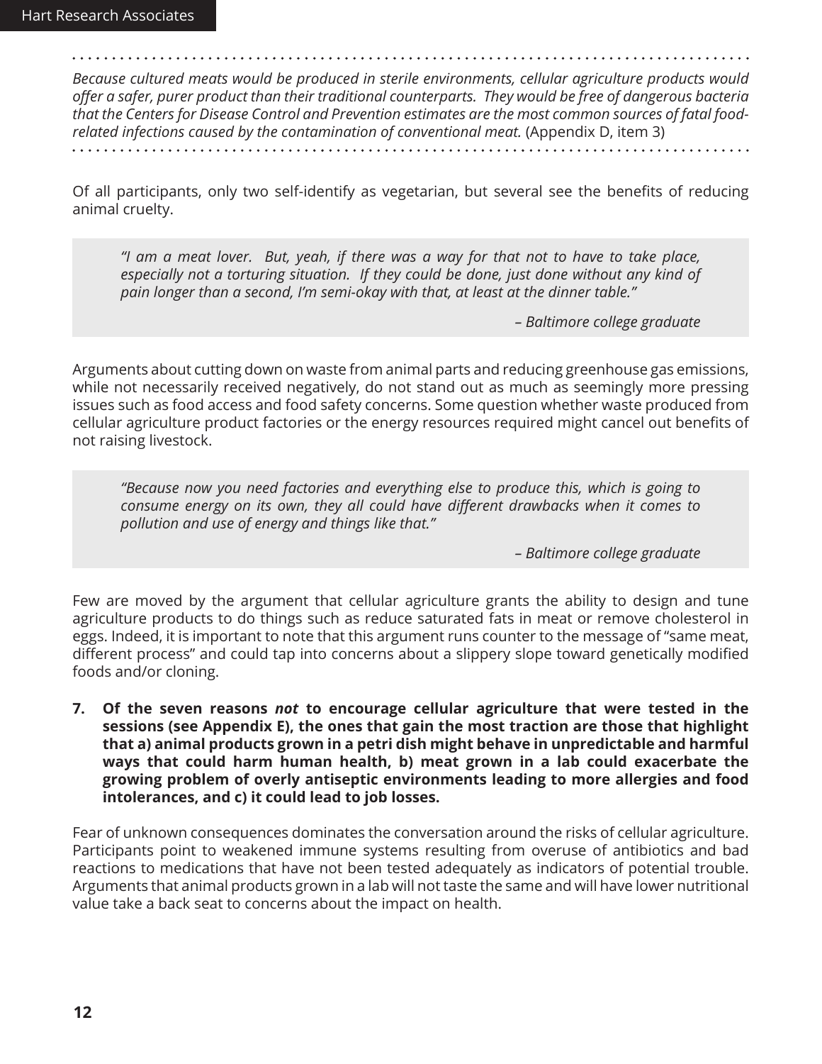*Because cultured meats would be produced in sterile environments, cellular agriculture products would offer a safer, purer product than their traditional counterparts. They would be free of dangerous bacteria that the Centers for Disease Control and Prevention estimates are the most common sources of fatal food-related infections caused by the contamination of conventional meat.* (Appendix D, item 3)

Of all participants, only two self-identify as vegetarian, but several see the benefits of reducing animal cruelty.

> *"I am a meat lover. But, yeah, if there was a way for that not to have to take place, especially not a torturing situation. If they could be done, just done without any kind of pain longer than a second, I'm semi-okay with that, at least at the dinner table."*
>
> *– Baltimore college graduate*

Arguments about cutting down on waste from animal parts and reducing greenhouse gas emissions, while not necessarily received negatively, do not stand out as much as seemingly more pressing issues such as food access and food safety concerns. Some question whether waste produced from cellular agriculture product factories or the energy resources required might cancel out benefits of not raising livestock.

> *"Because now you need factories and everything else to produce this, which is going to consume energy on its own, they all could have different drawbacks when it comes to pollution and use of energy and things like that."*
>
> *– Baltimore college graduate*

Few are moved by the argument that cellular agriculture grants the ability to design and tune agriculture products to do things such as reduce saturated fats in meat or remove cholesterol in eggs. Indeed, it is important to note that this argument runs counter to the message of "same meat, different process" and could tap into concerns about a slippery slope toward genetically modified foods and/or cloning.

7. **Of the seven reasons *not* to encourage cellular agriculture that were tested in the sessions (see Appendix E), the ones that gain the most traction are those that highlight that a) animal products grown in a petri dish might behave in unpredictable and harmful ways that could harm human health, b) meat grown in a lab could exacerbate the growing problem of overly antiseptic environments leading to more allergies and food intolerances, and c) it could lead to job losses.**

Fear of unknown consequences dominates the conversation around the risks of cellular agriculture. Participants point to weakened immune systems resulting from overuse of antibiotics and bad reactions to medications that have not been tested adequately as indicators of potential trouble. Arguments that animal products grown in a lab will not taste the same and will have lower nutritional value take a back seat to concerns about the impact on health.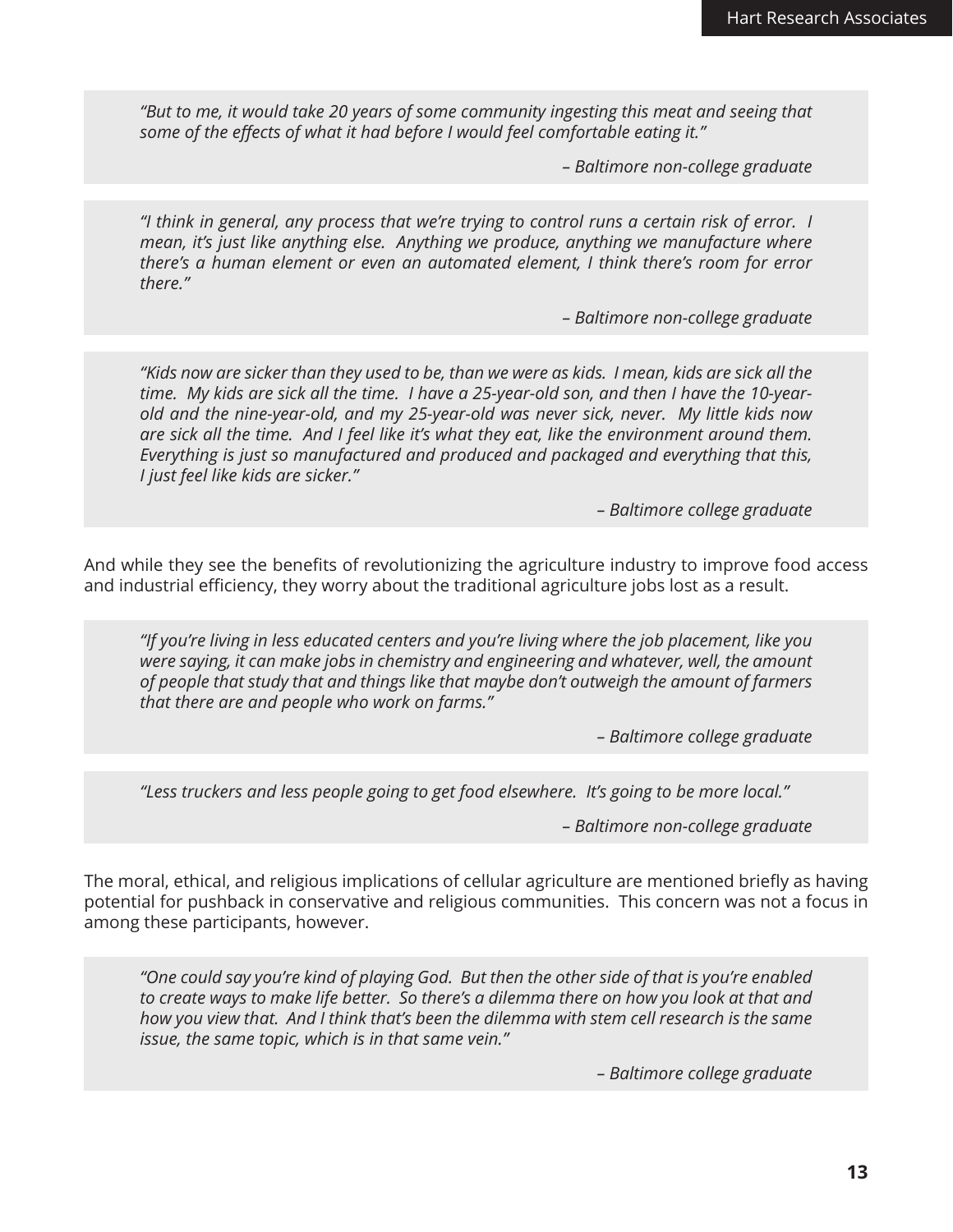> *"But to me, it would take 20 years of some community ingesting this meat and seeing that some of the effects of what it had before I would feel comfortable eating it."*
>
> *– Baltimore non-college graduate*

> *"I think in general, any process that we're trying to control runs a certain risk of error. I mean, it's just like anything else. Anything we produce, anything we manufacture where there's a human element or even an automated element, I think there's room for error there."*
>
> *– Baltimore non-college graduate*

> *"Kids now are sicker than they used to be, than we were as kids. I mean, kids are sick all the time. My kids are sick all the time. I have a 25-year-old son, and then I have the 10-year-old and the nine-year-old, and my 25-year-old was never sick, never. My little kids now are sick all the time. And I feel like it's what they eat, like the environment around them. Everything is just so manufactured and produced and packaged and everything that this, I just feel like kids are sicker."*
>
> *– Baltimore college graduate*

And while they see the benefits of revolutionizing the agriculture industry to improve food access and industrial efficiency, they worry about the traditional agriculture jobs lost as a result.

> *"If you're living in less educated centers and you're living where the job placement, like you were saying, it can make jobs in chemistry and engineering and whatever, well, the amount of people that study that and things like that maybe don't outweigh the amount of farmers that there are and people who work on farms."*
>
> *– Baltimore college graduate*

> *"Less truckers and less people going to get food elsewhere. It's going to be more local."*
>
> *– Baltimore non-college graduate*

The moral, ethical, and religious implications of cellular agriculture are mentioned briefly as having potential for pushback in conservative and religious communities. This concern was not a focus in among these participants, however.

> *"One could say you're kind of playing God. But then the other side of that is you're enabled to create ways to make life better. So there's a dilemma there on how you look at that and how you view that. And I think that's been the dilemma with stem cell research is the same issue, the same topic, which is in that same vein."*
>
> *– Baltimore college graduate*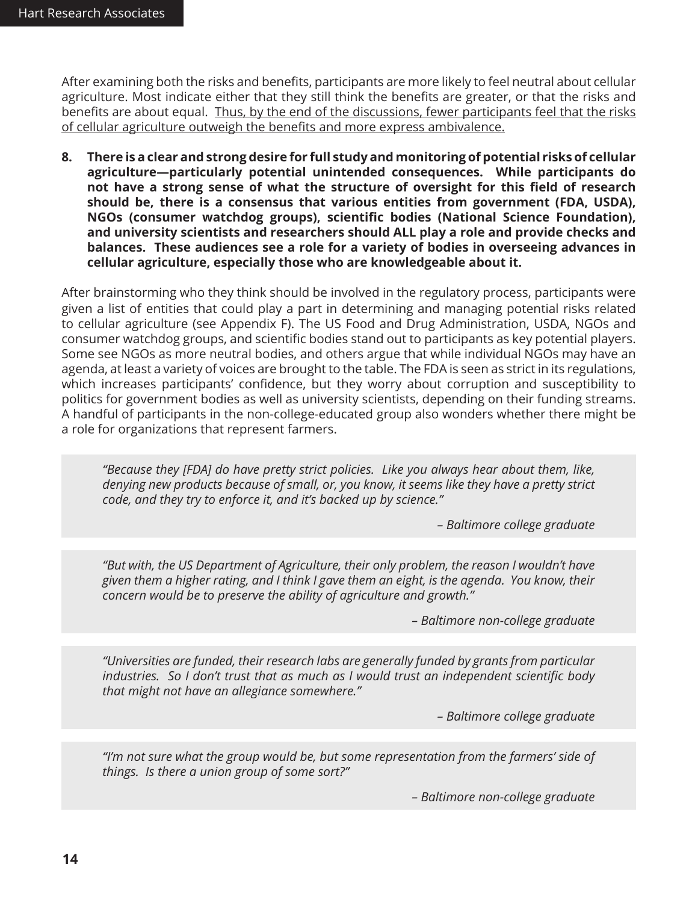After examining both the risks and benefits, participants are more likely to feel neutral about cellular agriculture. Most indicate either that they still think the benefits are greater, or that the risks and benefits are about equal. <u>Thus, by the end of the discussions, fewer participants feel that the risks of cellular agriculture outweigh the benefits and more express ambivalence.</u>

8. **There is a clear and strong desire for full study and monitoring of potential risks of cellular agriculture—particularly potential unintended consequences. While participants do not have a strong sense of what the structure of oversight for this field of research should be, there is a consensus that various entities from government (FDA, USDA), NGOs (consumer watchdog groups), scientific bodies (National Science Foundation), and university scientists and researchers should ALL play a role and provide checks and balances. These audiences see a role for a variety of bodies in overseeing advances in cellular agriculture, especially those who are knowledgeable about it.**

After brainstorming who they think should be involved in the regulatory process, participants were given a list of entities that could play a part in determining and managing potential risks related to cellular agriculture (see Appendix F). The US Food and Drug Administration, USDA, NGOs and consumer watchdog groups, and scientific bodies stand out to participants as key potential players. Some see NGOs as more neutral bodies, and others argue that while individual NGOs may have an agenda, at least a variety of voices are brought to the table. The FDA is seen as strict in its regulations, which increases participants' confidence, but they worry about corruption and susceptibility to politics for government bodies as well as university scientists, depending on their funding streams. A handful of participants in the non-college-educated group also wonders whether there might be a role for organizations that represent farmers.

> *"Because they [FDA] do have pretty strict policies. Like you always hear about them, like, denying new products because of small, or, you know, it seems like they have a pretty strict code, and they try to enforce it, and it's backed up by science."*
>
> *– Baltimore college graduate*

> *"But with, the US Department of Agriculture, their only problem, the reason I wouldn't have given them a higher rating, and I think I gave them an eight, is the agenda. You know, their concern would be to preserve the ability of agriculture and growth."*
>
> *– Baltimore non-college graduate*

> *"Universities are funded, their research labs are generally funded by grants from particular industries. So I don't trust that as much as I would trust an independent scientific body that might not have an allegiance somewhere."*
>
> *– Baltimore college graduate*

> *"I'm not sure what the group would be, but some representation from the farmers' side of things. Is there a union group of some sort?"*
>
> *– Baltimore non-college graduate*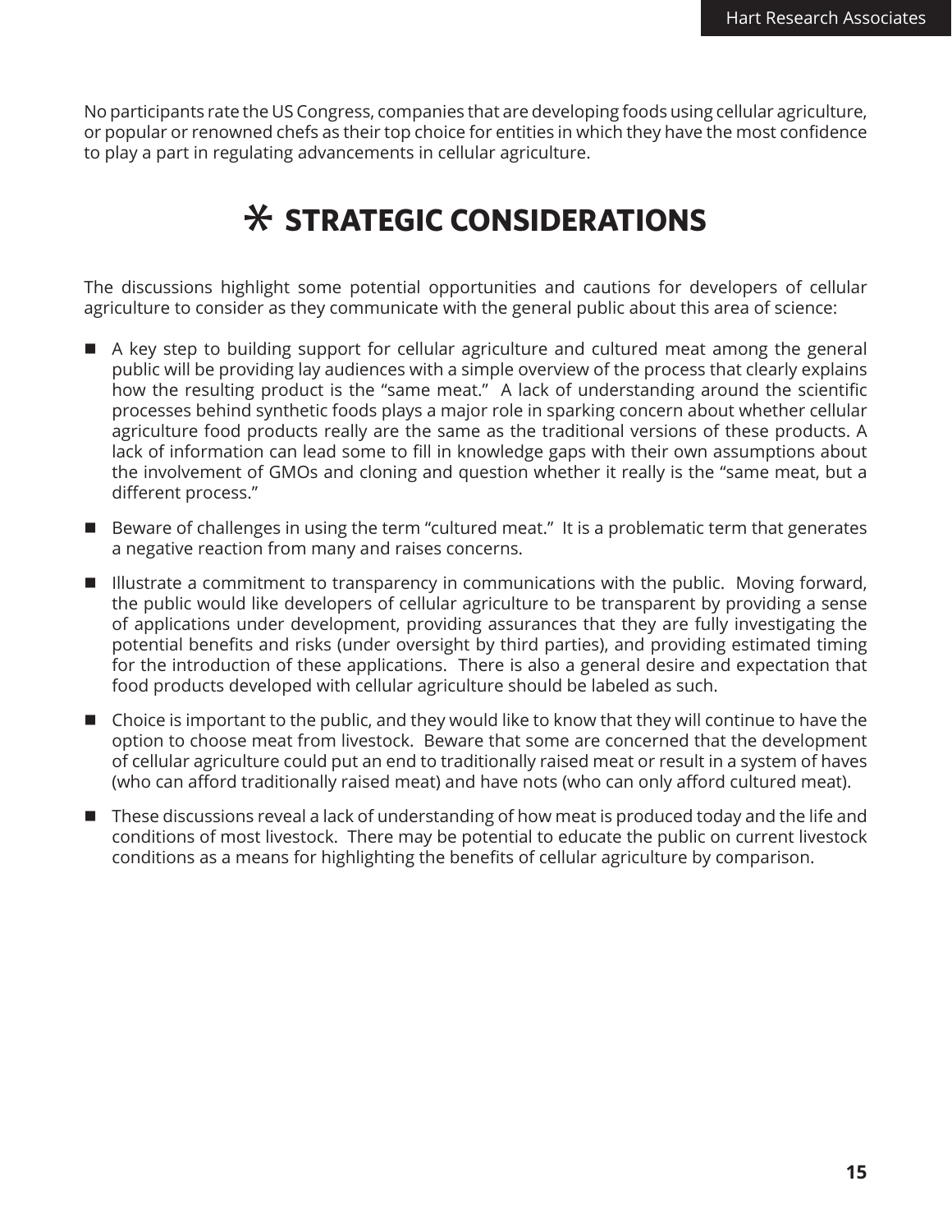No participants rate the US Congress, companies that are developing foods using cellular agriculture, or popular or renowned chefs as their top choice for entities in which they have the most confidence to play a part in regulating advancements in cellular agriculture.

## STRATEGIC CONSIDERATIONS

The discussions highlight some potential opportunities and cautions for developers of cellular agriculture to consider as they communicate with the general public about this area of science:

- A key step to building support for cellular agriculture and cultured meat among the general public will be providing lay audiences with a simple overview of the process that clearly explains how the resulting product is the "same meat." A lack of understanding around the scientific processes behind synthetic foods plays a major role in sparking concern about whether cellular agriculture food products really are the same as the traditional versions of these products. A lack of information can lead some to fill in knowledge gaps with their own assumptions about the involvement of GMOs and cloning and question whether it really is the "same meat, but a different process."
- Beware of challenges in using the term "cultured meat." It is a problematic term that generates a negative reaction from many and raises concerns.
- Illustrate a commitment to transparency in communications with the public. Moving forward, the public would like developers of cellular agriculture to be transparent by providing a sense of applications under development, providing assurances that they are fully investigating the potential benefits and risks (under oversight by third parties), and providing estimated timing for the introduction of these applications. There is also a general desire and expectation that food products developed with cellular agriculture should be labeled as such.
- Choice is important to the public, and they would like to know that they will continue to have the option to choose meat from livestock. Beware that some are concerned that the development of cellular agriculture could put an end to traditionally raised meat or result in a system of haves (who can afford traditionally raised meat) and have nots (who can only afford cultured meat).
- These discussions reveal a lack of understanding of how meat is produced today and the life and conditions of most livestock. There may be potential to educate the public on current livestock conditions as a means for highlighting the benefits of cellular agriculture by comparison.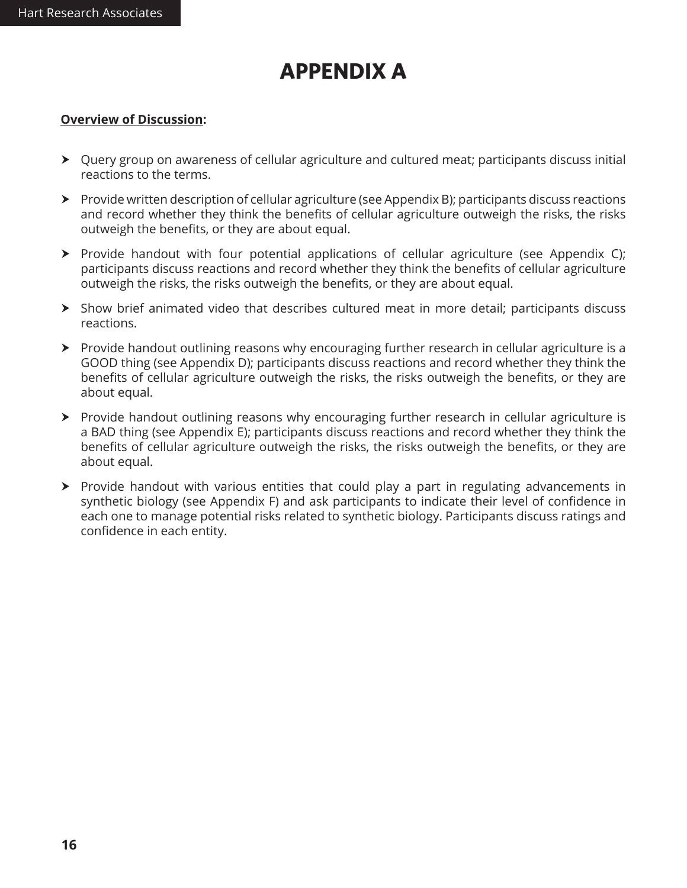# APPENDIX A

**Overview of Discussion:**

- Query group on awareness of cellular agriculture and cultured meat; participants discuss initial reactions to the terms.
- Provide written description of cellular agriculture (see Appendix B); participants discuss reactions and record whether they think the benefits of cellular agriculture outweigh the risks, the risks outweigh the benefits, or they are about equal.
- Provide handout with four potential applications of cellular agriculture (see Appendix C); participants discuss reactions and record whether they think the benefits of cellular agriculture outweigh the risks, the risks outweigh the benefits, or they are about equal.
- Show brief animated video that describes cultured meat in more detail; participants discuss reactions.
- Provide handout outlining reasons why encouraging further research in cellular agriculture is a GOOD thing (see Appendix D); participants discuss reactions and record whether they think the benefits of cellular agriculture outweigh the risks, the risks outweigh the benefits, or they are about equal.
- Provide handout outlining reasons why encouraging further research in cellular agriculture is a BAD thing (see Appendix E); participants discuss reactions and record whether they think the benefits of cellular agriculture outweigh the risks, the risks outweigh the benefits, or they are about equal.
- Provide handout with various entities that could play a part in regulating advancements in synthetic biology (see Appendix F) and ask participants to indicate their level of confidence in each one to manage potential risks related to synthetic biology. Participants discuss ratings and confidence in each entity.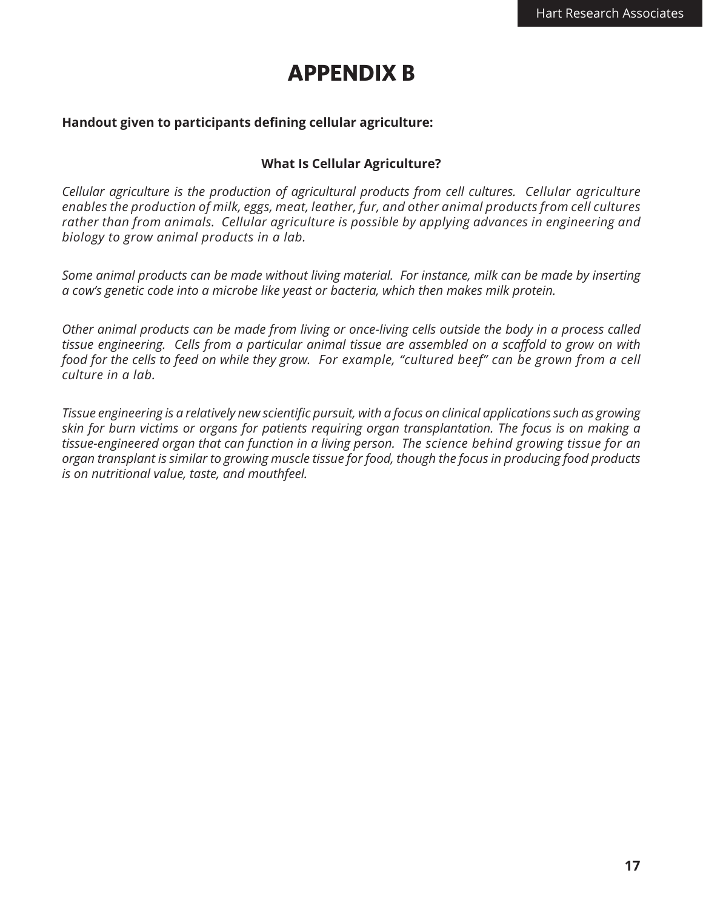# APPENDIX B

**Handout given to participants defining cellular agriculture:**

**What Is Cellular Agriculture?**

*Cellular agriculture is the production of agricultural products from cell cultures. Cellular agriculture enables the production of milk, eggs, meat, leather, fur, and other animal products from cell cultures rather than from animals. Cellular agriculture is possible by applying advances in engineering and biology to grow animal products in a lab.*

*Some animal products can be made without living material. For instance, milk can be made by inserting a cow's genetic code into a microbe like yeast or bacteria, which then makes milk protein.*

*Other animal products can be made from living or once-living cells outside the body in a process called tissue engineering. Cells from a particular animal tissue are assembled on a scaffold to grow on with food for the cells to feed on while they grow. For example, "cultured beef" can be grown from a cell culture in a lab.*

*Tissue engineering is a relatively new scientific pursuit, with a focus on clinical applications such as growing skin for burn victims or organs for patients requiring organ transplantation. The focus is on making a tissue-engineered organ that can function in a living person. The science behind growing tissue for an organ transplant is similar to growing muscle tissue for food, though the focus in producing food products is on nutritional value, taste, and mouthfeel.*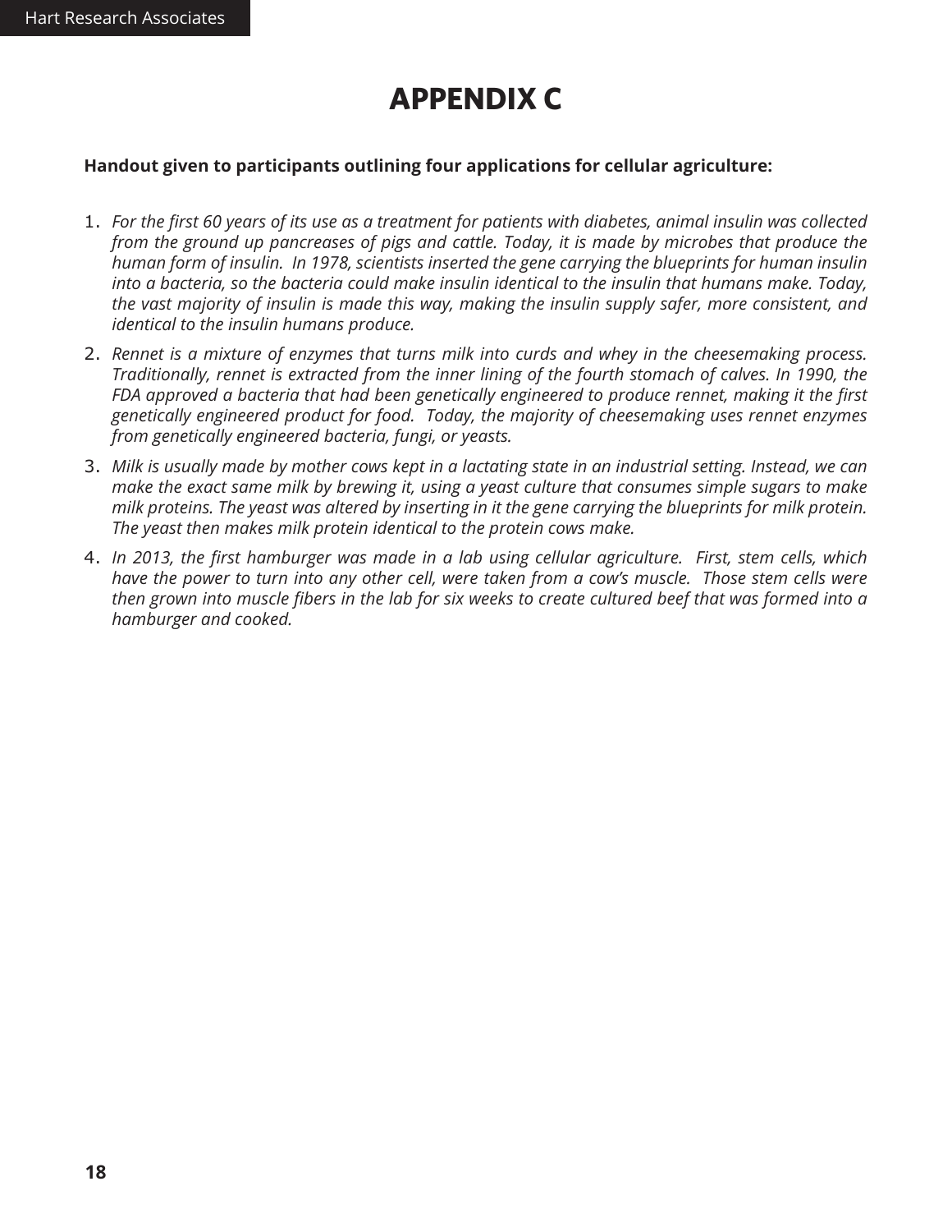# APPENDIX C

**Handout given to participants outlining four applications for cellular agriculture:**

1. *For the first 60 years of its use as a treatment for patients with diabetes, animal insulin was collected from the ground up pancreases of pigs and cattle. Today, it is made by microbes that produce the human form of insulin. In 1978, scientists inserted the gene carrying the blueprints for human insulin into a bacteria, so the bacteria could make insulin identical to the insulin that humans make. Today, the vast majority of insulin is made this way, making the insulin supply safer, more consistent, and identical to the insulin humans produce.*
2. *Rennet is a mixture of enzymes that turns milk into curds and whey in the cheesemaking process. Traditionally, rennet is extracted from the inner lining of the fourth stomach of calves. In 1990, the FDA approved a bacteria that had been genetically engineered to produce rennet, making it the first genetically engineered product for food. Today, the majority of cheesemaking uses rennet enzymes from genetically engineered bacteria, fungi, or yeasts.*
3. *Milk is usually made by mother cows kept in a lactating state in an industrial setting. Instead, we can make the exact same milk by brewing it, using a yeast culture that consumes simple sugars to make milk proteins. The yeast was altered by inserting in it the gene carrying the blueprints for milk protein. The yeast then makes milk protein identical to the protein cows make.*
4. *In 2013, the first hamburger was made in a lab using cellular agriculture. First, stem cells, which have the power to turn into any other cell, were taken from a cow's muscle. Those stem cells were then grown into muscle fibers in the lab for six weeks to create cultured beef that was formed into a hamburger and cooked.*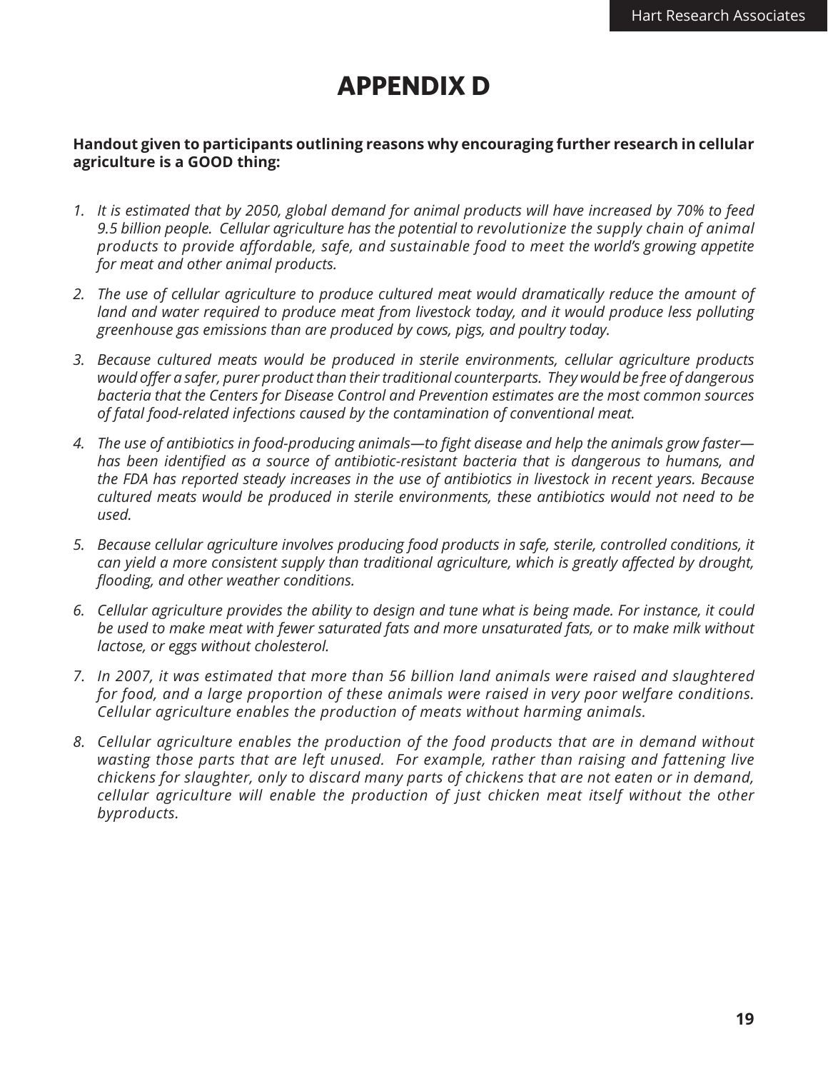# APPENDIX D

**Handout given to participants outlining reasons why encouraging further research in cellular agriculture is a GOOD thing:**

1. *It is estimated that by 2050, global demand for animal products will have increased by 70% to feed 9.5 billion people. Cellular agriculture has the potential to revolutionize the supply chain of animal products to provide affordable, safe, and sustainable food to meet the world's growing appetite for meat and other animal products.*

2. *The use of cellular agriculture to produce cultured meat would dramatically reduce the amount of land and water required to produce meat from livestock today, and it would produce less polluting greenhouse gas emissions than are produced by cows, pigs, and poultry today.*

3. *Because cultured meats would be produced in sterile environments, cellular agriculture products would offer a safer, purer product than their traditional counterparts. They would be free of dangerous bacteria that the Centers for Disease Control and Prevention estimates are the most common sources of fatal food-related infections caused by the contamination of conventional meat.*

4. *The use of antibiotics in food-producing animals—to fight disease and help the animals grow faster—has been identified as a source of antibiotic-resistant bacteria that is dangerous to humans, and the FDA has reported steady increases in the use of antibiotics in livestock in recent years. Because cultured meats would be produced in sterile environments, these antibiotics would not need to be used.*

5. *Because cellular agriculture involves producing food products in safe, sterile, controlled conditions, it can yield a more consistent supply than traditional agriculture, which is greatly affected by drought, flooding, and other weather conditions.*

6. *Cellular agriculture provides the ability to design and tune what is being made. For instance, it could be used to make meat with fewer saturated fats and more unsaturated fats, or to make milk without lactose, or eggs without cholesterol.*

7. *In 2007, it was estimated that more than 56 billion land animals were raised and slaughtered for food, and a large proportion of these animals were raised in very poor welfare conditions. Cellular agriculture enables the production of meats without harming animals.*

8. *Cellular agriculture enables the production of the food products that are in demand without wasting those parts that are left unused. For example, rather than raising and fattening live chickens for slaughter, only to discard many parts of chickens that are not eaten or in demand, cellular agriculture will enable the production of just chicken meat itself without the other byproducts.*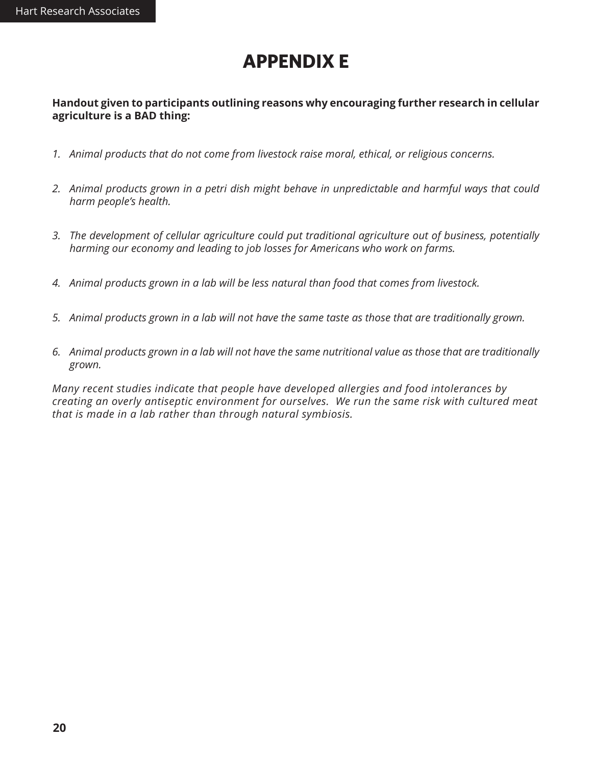# APPENDIX E

**Handout given to participants outlining reasons why encouraging further research in cellular agriculture is a BAD thing:**

1. *Animal products that do not come from livestock raise moral, ethical, or religious concerns.*

2. *Animal products grown in a petri dish might behave in unpredictable and harmful ways that could harm people's health.*

3. *The development of cellular agriculture could put traditional agriculture out of business, potentially harming our economy and leading to job losses for Americans who work on farms.*

4. *Animal products grown in a lab will be less natural than food that comes from livestock.*

5. *Animal products grown in a lab will not have the same taste as those that are traditionally grown.*

6. *Animal products grown in a lab will not have the same nutritional value as those that are traditionally grown.*

*Many recent studies indicate that people have developed allergies and food intolerances by creating an overly antiseptic environment for ourselves. We run the same risk with cultured meat that is made in a lab rather than through natural symbiosis.*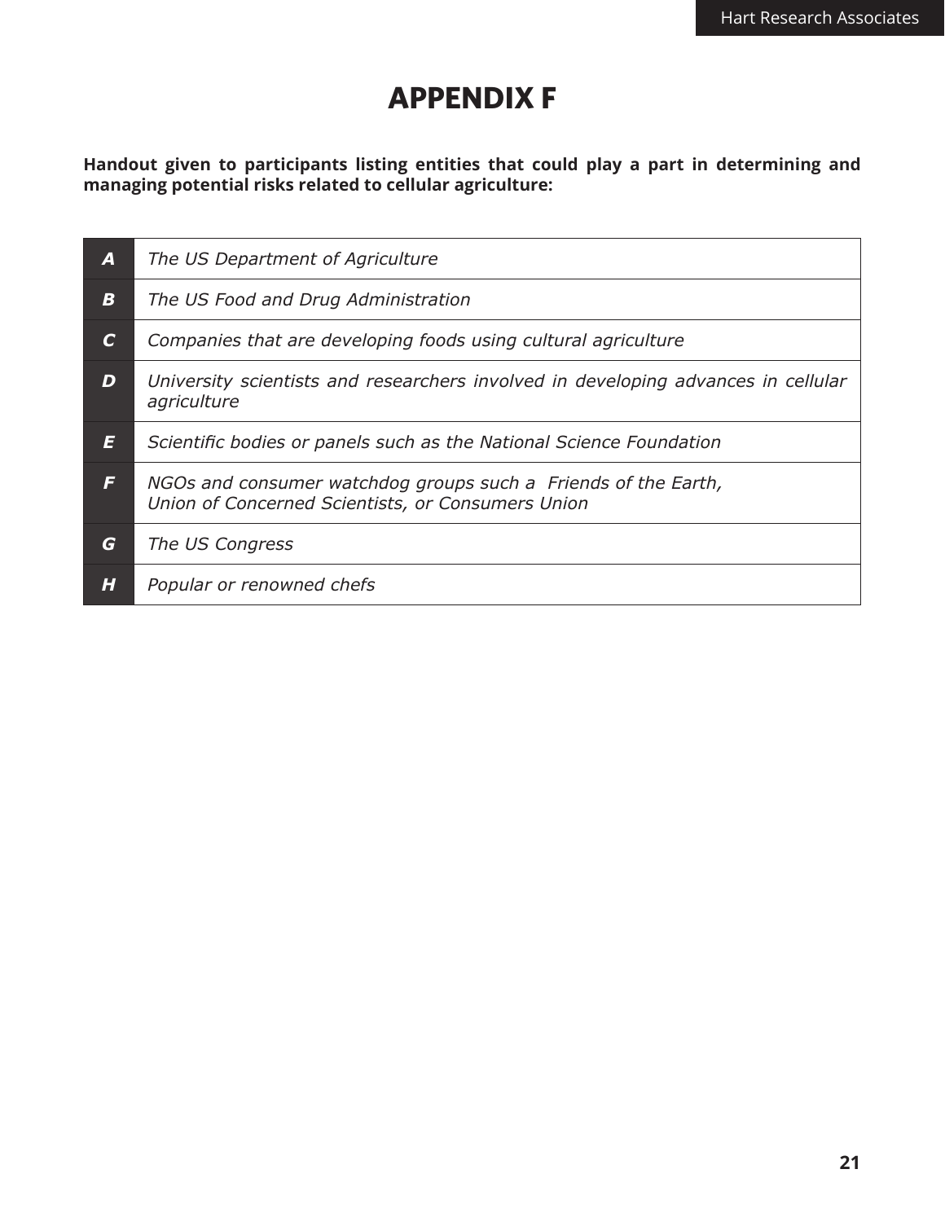# APPENDIX F

**Handout given to participants listing entities that could play a part in determining and managing potential risks related to cellular agriculture:**

| | |
|---|---|
| ***A*** | *The US Department of Agriculture* |
| ***B*** | *The US Food and Drug Administration* |
| ***C*** | *Companies that are developing foods using cultural agriculture* |
| ***D*** | *University scientists and researchers involved in developing advances in cellular agriculture* |
| ***E*** | *Scientific bodies or panels such as the National Science Foundation* |
| ***F*** | *NGOs and consumer watchdog groups such a  Friends of the Earth, Union of Concerned Scientists, or Consumers Union* |
| ***G*** | *The US Congress* |
| ***H*** | *Popular or renowned chefs* |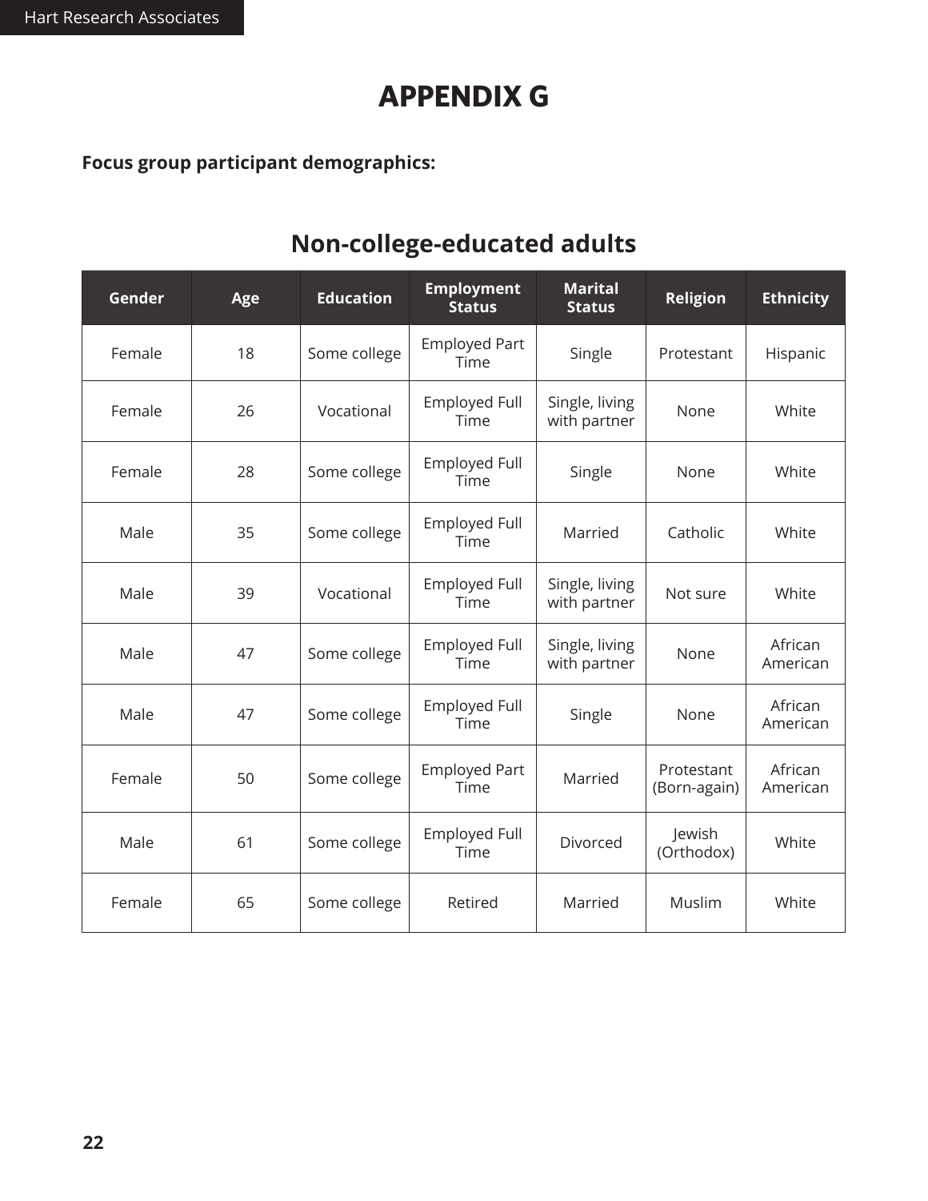# APPENDIX G

**Focus group participant demographics:**

## Non-college-educated adults

| Gender | Age | Education | Employment Status | Marital Status | Religion | Ethnicity |
|---|---|---|---|---|---|---|
| Female | 18 | Some college | Employed Part Time | Single | Protestant | Hispanic |
| Female | 26 | Vocational | Employed Full Time | Single, living with partner | None | White |
| Female | 28 | Some college | Employed Full Time | Single | None | White |
| Male | 35 | Some college | Employed Full Time | Married | Catholic | White |
| Male | 39 | Vocational | Employed Full Time | Single, living with partner | Not sure | White |
| Male | 47 | Some college | Employed Full Time | Single, living with partner | None | African American |
| Male | 47 | Some college | Employed Full Time | Single | None | African American |
| Female | 50 | Some college | Employed Part Time | Married | Protestant (Born-again) | African American |
| Male | 61 | Some college | Employed Full Time | Divorced | Jewish (Orthodox) | White |
| Female | 65 | Some college | Retired | Married | Muslim | White |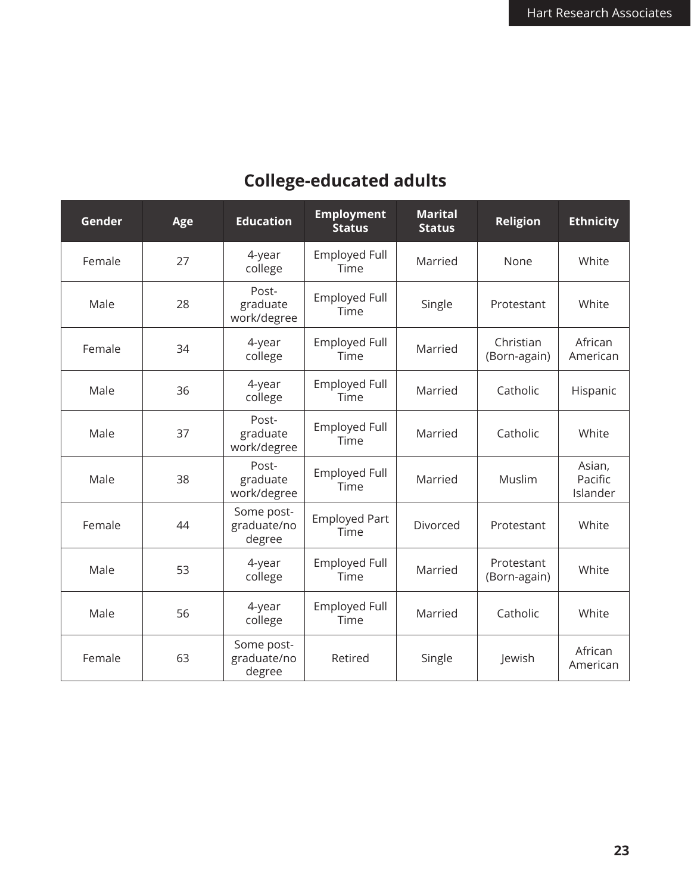## College-educated adults

| Gender | Age | Education | Employment Status | Marital Status | Religion | Ethnicity |
|---|---|---|---|---|---|---|
| Female | 27 | 4-year college | Employed Full Time | Married | None | White |
| Male | 28 | Post-graduate work/degree | Employed Full Time | Single | Protestant | White |
| Female | 34 | 4-year college | Employed Full Time | Married | Christian (Born-again) | African American |
| Male | 36 | 4-year college | Employed Full Time | Married | Catholic | Hispanic |
| Male | 37 | Post-graduate work/degree | Employed Full Time | Married | Catholic | White |
| Male | 38 | Post-graduate work/degree | Employed Full Time | Married | Muslim | Asian, Pacific Islander |
| Female | 44 | Some post-graduate/no degree | Employed Part Time | Divorced | Protestant | White |
| Male | 53 | 4-year college | Employed Full Time | Married | Protestant (Born-again) | White |
| Male | 56 | 4-year college | Employed Full Time | Married | Catholic | White |
| Female | 63 | Some post-graduate/no degree | Retired | Single | Jewish | African American |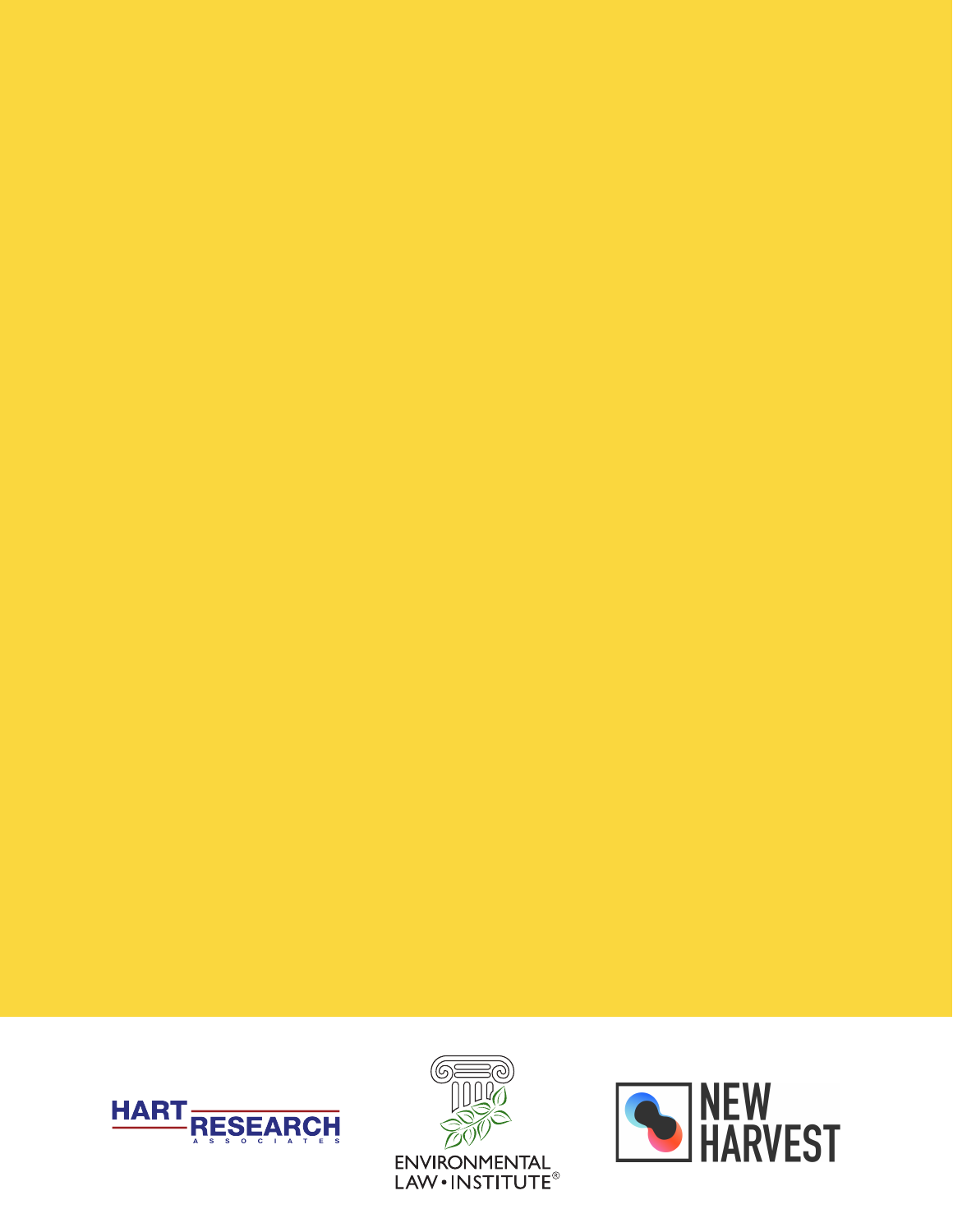HART RESEARCH ASSOCIATES

ENVIRONMENTAL LAW • INSTITUTE®

NEW HARVEST